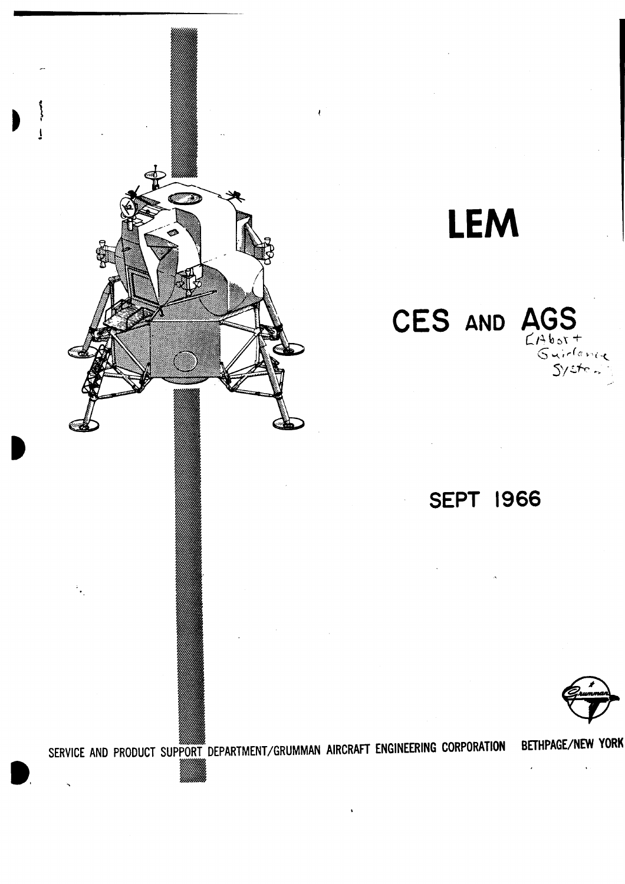# LEM

## CES AND AGS

(Abort Guidance System)

### SEPT 1966

SERVICE AND PRODUCT SUPPORT DEPARTMENT/GRUMMAN AIRCRAFT ENGINEERING CORPORATION BETHPAGE/NEW YORK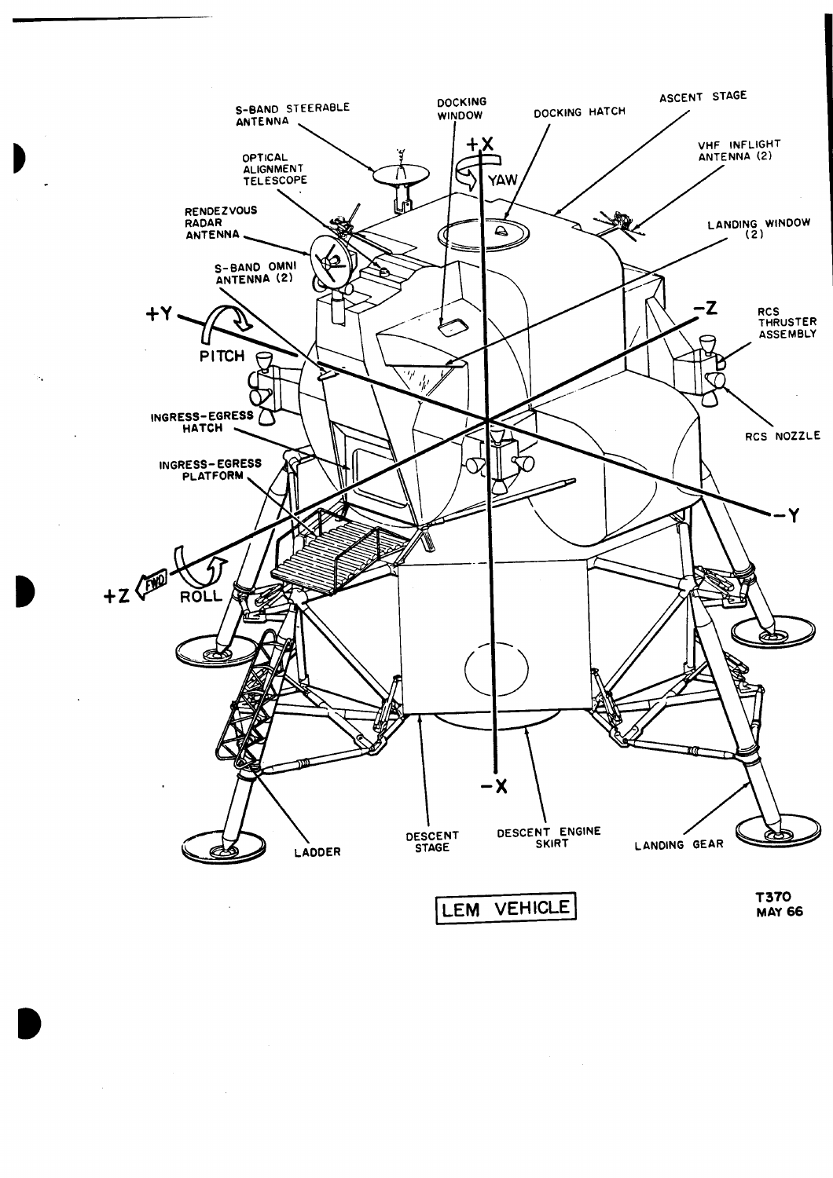S-BAND STEERABLE ANTENNA

DOCKING WINDOW

DOCKING HATCH

ASCENT STAGE

+X

YAW

VHF INFLIGHT ANTENNA (2)

OPTICAL ALIGNMENT TELESCOPE

RENDEZVOUS RADAR ANTENNA

LANDING WINDOW (2)

S-BAND OMNI ANTENNA (2)

+Y

PITCH

-Z

RCS THRUSTER ASSEMBLY

RCS NOZZLE

INGRESS-EGRESS HATCH

INGRESS-EGRESS PLATFORM

-Y

+Z FWD

ROLL

-X

LADDER

DESCENT STAGE

DESCENT ENGINE SKIRT

LANDING GEAR

LEM VEHICLE

T370
MAY 66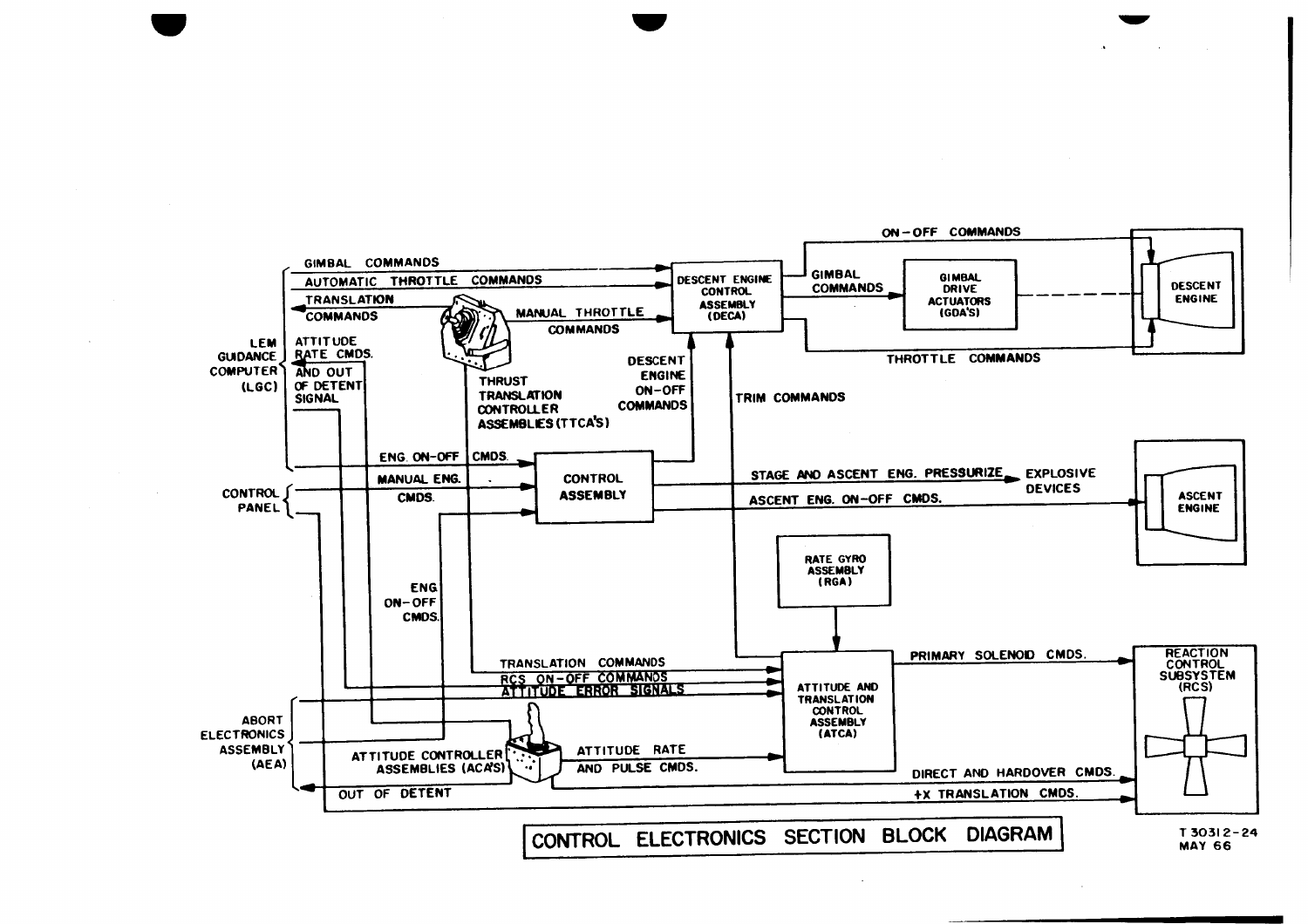GIMBAL COMMANDS

AUTOMATIC THROTTLE COMMANDS

TRANSLATION COMMANDS

LEM GUIDANCE COMPUTER (LGC)

ATTITUDE RATE CMDS. AND OUT OF DETENT SIGNAL

MANUAL THROTTLE COMMANDS

THRUST TRANSLATION CONTROLLER ASSEMBLIES (TTCA'S)

DESCENT ENGINE CONTROL ASSEMBLY (DECA)

DESCENT ENGINE ON-OFF COMMANDS

ON-OFF COMMANDS

GIMBAL COMMANDS

GIMBAL DRIVE ACTUATORS (GDA'S)

DESCENT ENGINE

THROTTLE COMMANDS

TRIM COMMANDS

ENG. ON-OFF CMDS.

CONTROL PANEL

MANUAL ENG. CMDS.

CONTROL ASSEMBLY

STAGE AND ASCENT ENG. PRESSURIZE

EXPLOSIVE DEVICES

ASCENT ENG. ON-OFF CMDS.

ASCENT ENGINE

ENG. ON-OFF CMDS.

RATE GYRO ASSEMBLY (RGA)

TRANSLATION COMMANDS

RCS ON-OFF COMMANDS

ATTITUDE ERROR SIGNALS

ATTITUDE AND TRANSLATION CONTROL ASSEMBLY (ATCA)

PRIMARY SOLENOID CMDS.

REACTION CONTROL SUBSYSTEM (RCS)

ABORT ELECTRONICS ASSEMBLY (AEA)

ATTITUDE CONTROLLER ASSEMBLIES (ACA'S)

ATTITUDE RATE AND PULSE CMDS.

DIRECT AND HARDOVER CMDS.

OUT OF DETENT

+X TRANSLATION CMDS.

CONTROL ELECTRONICS SECTION BLOCK DIAGRAM

T 30312-24
MAY 66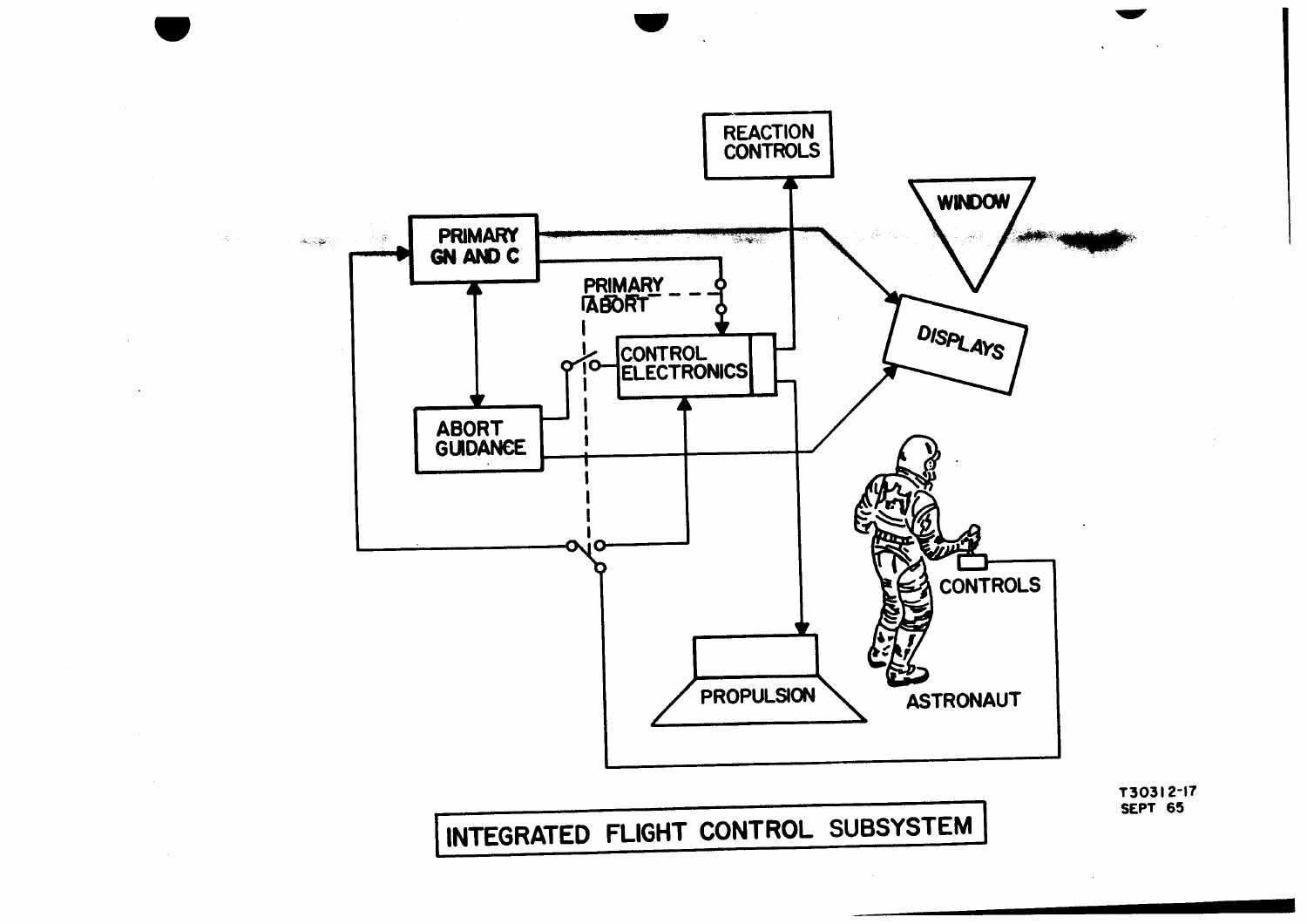REACTION CONTROLS

WINDOW

PRIMARY GN AND C

PRIMARY

ABORT

CONTROL ELECTRONICS

DISPLAYS

ABORT GUIDANCE

CONTROLS

PROPULSION

ASTRONAUT

T30312-17
SEPT 65

INTEGRATED FLIGHT CONTROL SUBSYSTEM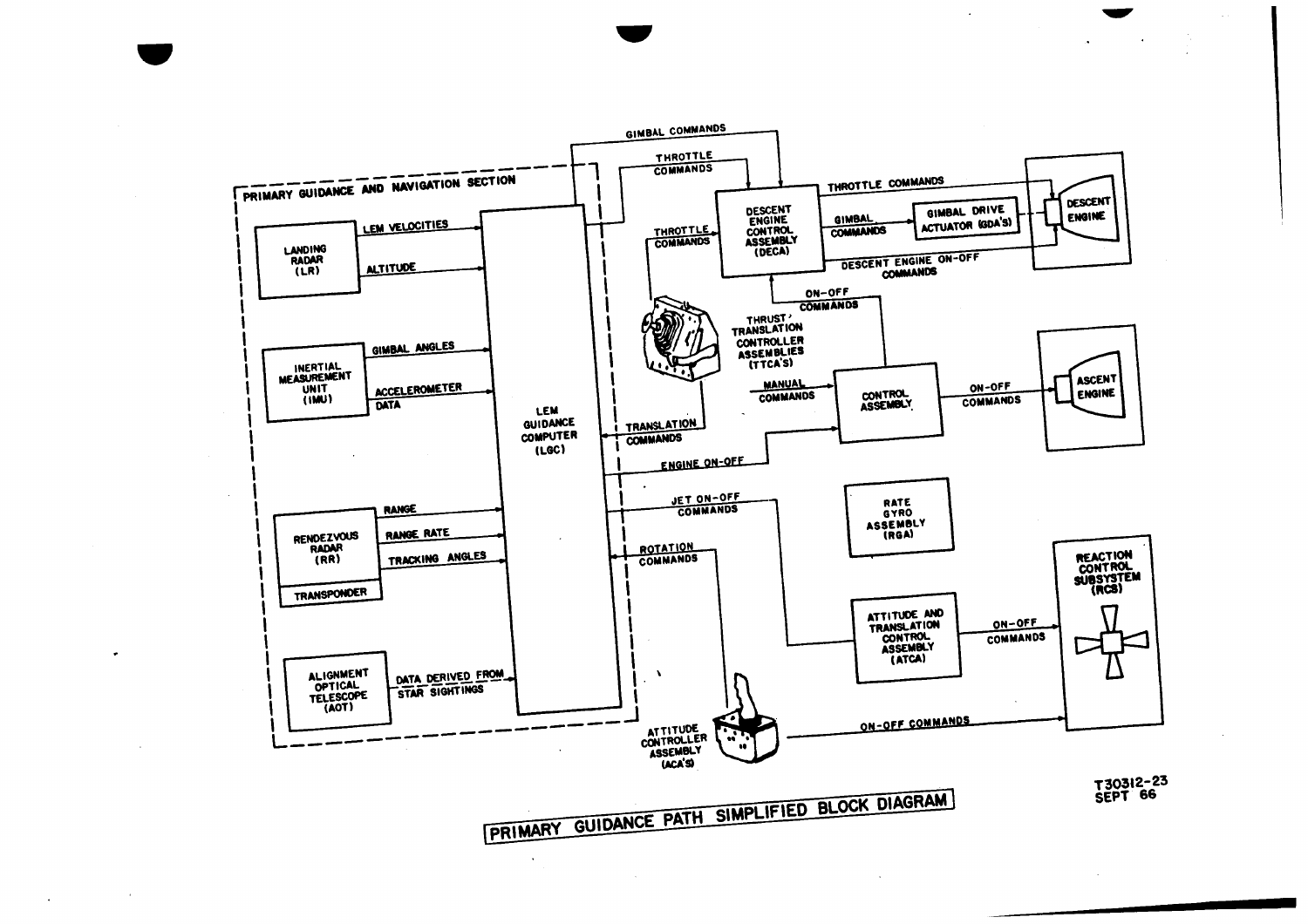PRIMARY GUIDANCE AND NAVIGATION SECTION

LANDING RADAR (LR)
- LEM VELOCITIES
- ALTITUDE

INERTIAL MEASUREMENT UNIT (IMU)
- GIMBAL ANGLES
- ACCELEROMETER DATA

RENDEZVOUS RADAR (RR)
- RANGE
- RANGE RATE
- TRACKING ANGLES

TRANSPONDER

ALIGNMENT OPTICAL TELESCOPE (AOT)
- DATA DERIVED FROM STAR SIGHTINGS

LEM GUIDANCE COMPUTER (LGC)

GIMBAL COMMANDS

THROTTLE COMMANDS

DESCENT ENGINE CONTROL ASSEMBLY (DECA)

THROTTLE COMMANDS

GIMBAL COMMANDS

GIMBAL DRIVE ACTUATOR (GDA'S)

DESCENT ENGINE

DESCENT ENGINE ON-OFF COMMANDS

THROTTLE COMMANDS

ON-OFF COMMANDS

THRUST/TRANSLATION CONTROLLER ASSEMBLIES (TTCA'S)

MANUAL COMMANDS

TRANSLATION COMMANDS

CONTROL ASSEMBLY

ON-OFF COMMANDS

ASCENT ENGINE

ENGINE ON-OFF

RATE GYRO ASSEMBLY (RGA)

JET ON-OFF COMMANDS

ROTATION COMMANDS

ATTITUDE AND TRANSLATION CONTROL ASSEMBLY (ATCA)

ON-OFF COMMANDS

REACTION CONTROL SUBSYSTEM (RCS)

ATTITUDE CONTROLLER ASSEMBLY (ACA'S)

ON-OFF COMMANDS

T30312-23
SEPT 66

PRIMARY GUIDANCE PATH SIMPLIFIED BLOCK DIAGRAM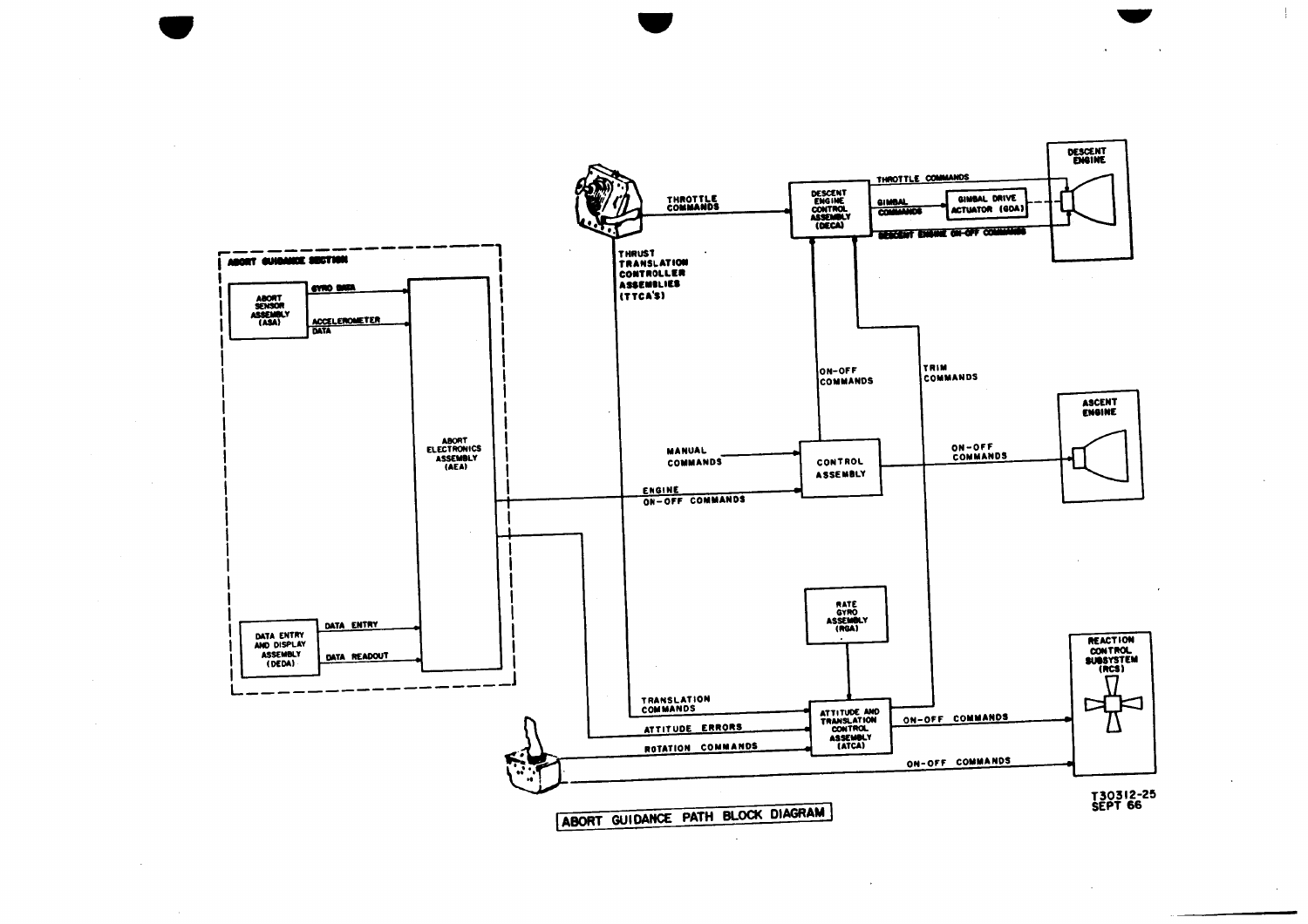ABORT GUIDANCE SECTION

ABORT SENSOR ASSEMBLY (ASA)

GYRO DATA

ACCELEROMETER DATA

ABORT ELECTRONICS ASSEMBLY (AEA)

DATA ENTRY AND DISPLAY ASSEMBLY (DEDA)

DATA ENTRY

DATA READOUT

THRUST TRANSLATION CONTROLLER ASSEMBLIES (TTCA'S)

THROTTLE COMMANDS

DESCENT ENGINE CONTROL ASSEMBLY (DECA)

THROTTLE COMMANDS

GIMBAL COMMANDS

GIMBAL DRIVE ACTUATOR (GDA)

DESCENT ENGINE ON-OFF COMMANDS

DESCENT ENGINE

ON-OFF COMMANDS

TRIM COMMANDS

MANUAL COMMANDS

CONTROL ASSEMBLY

ON-OFF COMMANDS

ASCENT ENGINE

ENGINE ON-OFF COMMANDS

RATE GYRO ASSEMBLY (RGA)

TRANSLATION COMMANDS

ATTITUDE ERRORS

ROTATION COMMANDS

ATTITUDE AND TRANSLATION CONTROL ASSEMBLY (ATCA)

ON-OFF COMMANDS

ON-OFF COMMANDS

REACTION CONTROL SUBSYSTEM (RCS)

ABORT GUIDANCE PATH BLOCK DIAGRAM

T30312-25
SEPT 66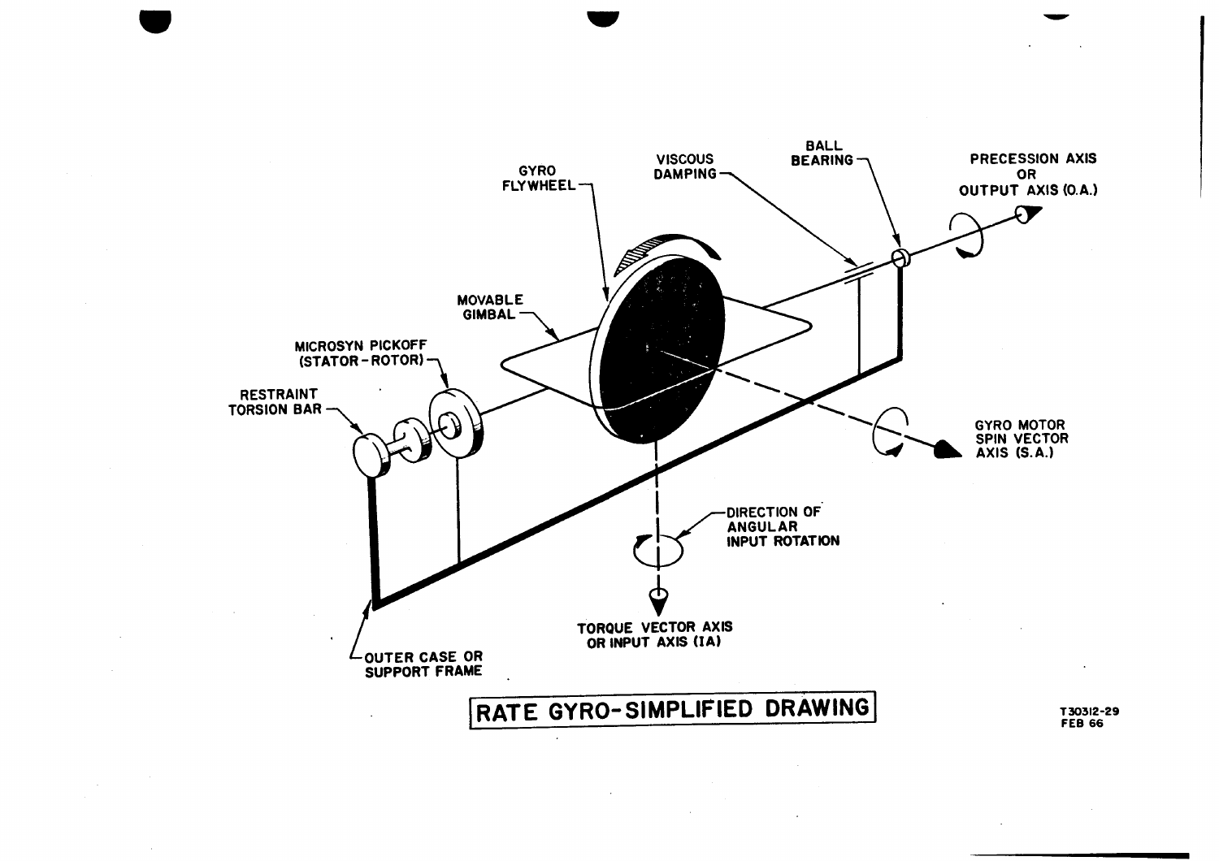GYRO FLYWHEEL

VISCOUS DAMPING

BALL BEARING

PRECESSION AXIS OR OUTPUT AXIS (O.A.)

MOVABLE GIMBAL

MICROSYN PICKOFF (STATOR-ROTOR)

RESTRAINT TORSION BAR

GYRO MOTOR SPIN VECTOR AXIS (S.A.)

DIRECTION OF ANGULAR INPUT ROTATION

TORQUE VECTOR AXIS OR INPUT AXIS (IA)

OUTER CASE OR SUPPORT FRAME

**RATE GYRO-SIMPLIFIED DRAWING**

T30312-29
FEB 66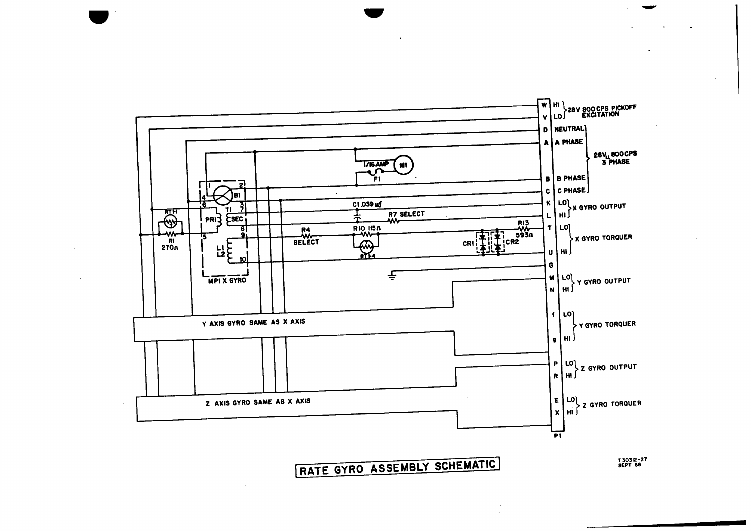W | HI } 28V 800 CPS PICKOFF EXCITATION
V | LO

D | NEUTRAL } 26V$_{LL}$ 800 CPS 3 PHASE
A | A PHASE
B | B PHASE
C | C PHASE

K | LO } X GYRO OUTPUT
L | HI

T | LO } X GYRO TORQUER
U | HI

G

M | LO } Y GYRO OUTPUT
N | HI

f | LO } Y GYRO TORQUER
g | HI

P | LO } Z GYRO OUTPUT
R | HI

E | LO } Z GYRO TORQUER
X | HI

P1

1/16 AMP F1 M1

B1 T1 PRI SEC L1 L2 MP1 X GYRO

RT1-1 R1 270Ω

C1 .039 µf R7 SELECT

R4 SELECT R10 115Ω RT1-4

R13 593Ω CR1 CR2

Y AXIS GYRO SAME AS X AXIS

Z AXIS GYRO SAME AS X AXIS

RATE GYRO ASSEMBLY SCHEMATIC

T 30312-27
SEPT 66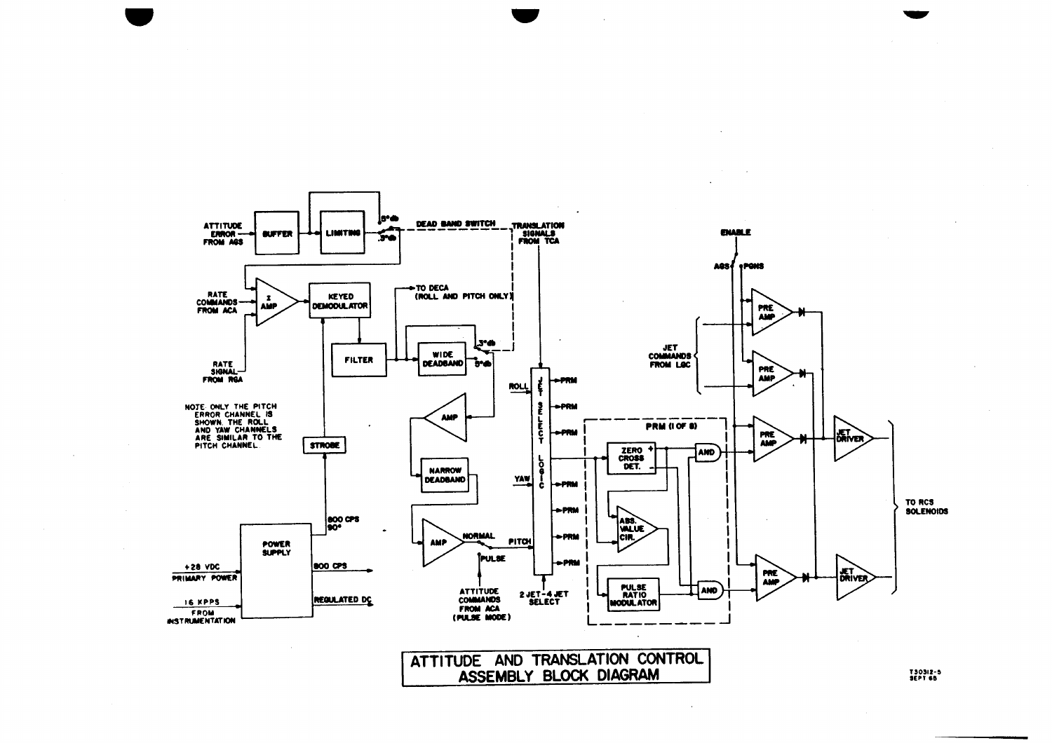NOTE: ONLY THE PITCH ERROR CHANNEL IS SHOWN. THE ROLL AND YAW CHANNELS ARE SIMILAR TO THE PITCH CHANNEL.

**ATTITUDE AND TRANSLATION CONTROL ASSEMBLY BLOCK DIAGRAM**

T30312-5
SEPT 65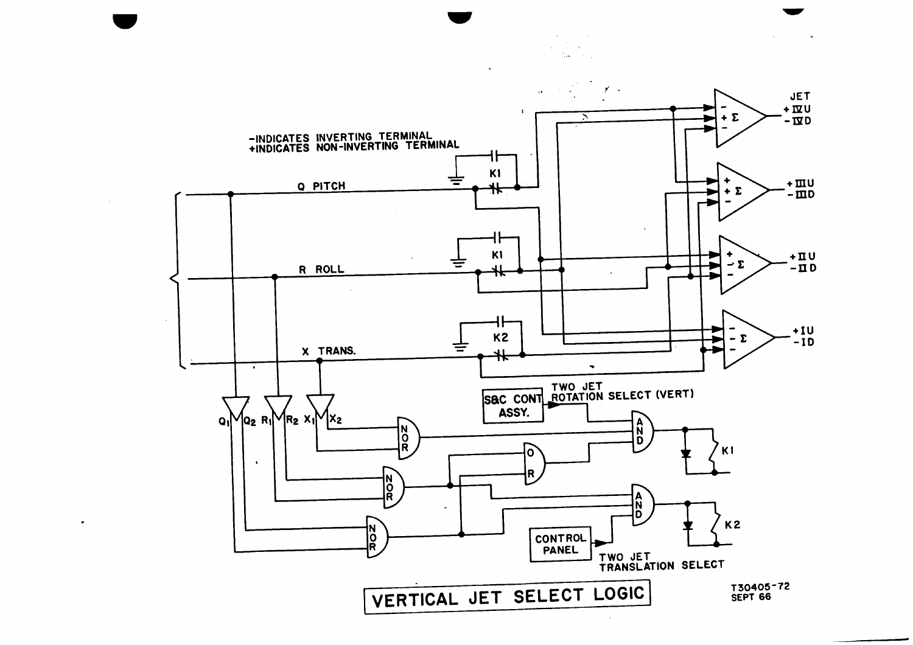-INDICATES INVERTING TERMINAL
+INDICATES NON-INVERTING TERMINAL

Q PITCH

R ROLL

X TRANS.

K1

K1

K2

JET

+IVU
-IVD

+IIIU
-IIID

+IIU
-IID

+IU
-ID

$Q_1$ $Q_2$ $R_1$ $R_2$ $X_1$ $X_2$

NOR

NOR

NOR

OR

AND

AND

S&C CONT ASSY.

TWO JET ROTATION SELECT (VERT)

CONTROL PANEL

TWO JET TRANSLATION SELECT

K1

K2

VERTICAL JET SELECT LOGIC

T30405-72
SEPT 66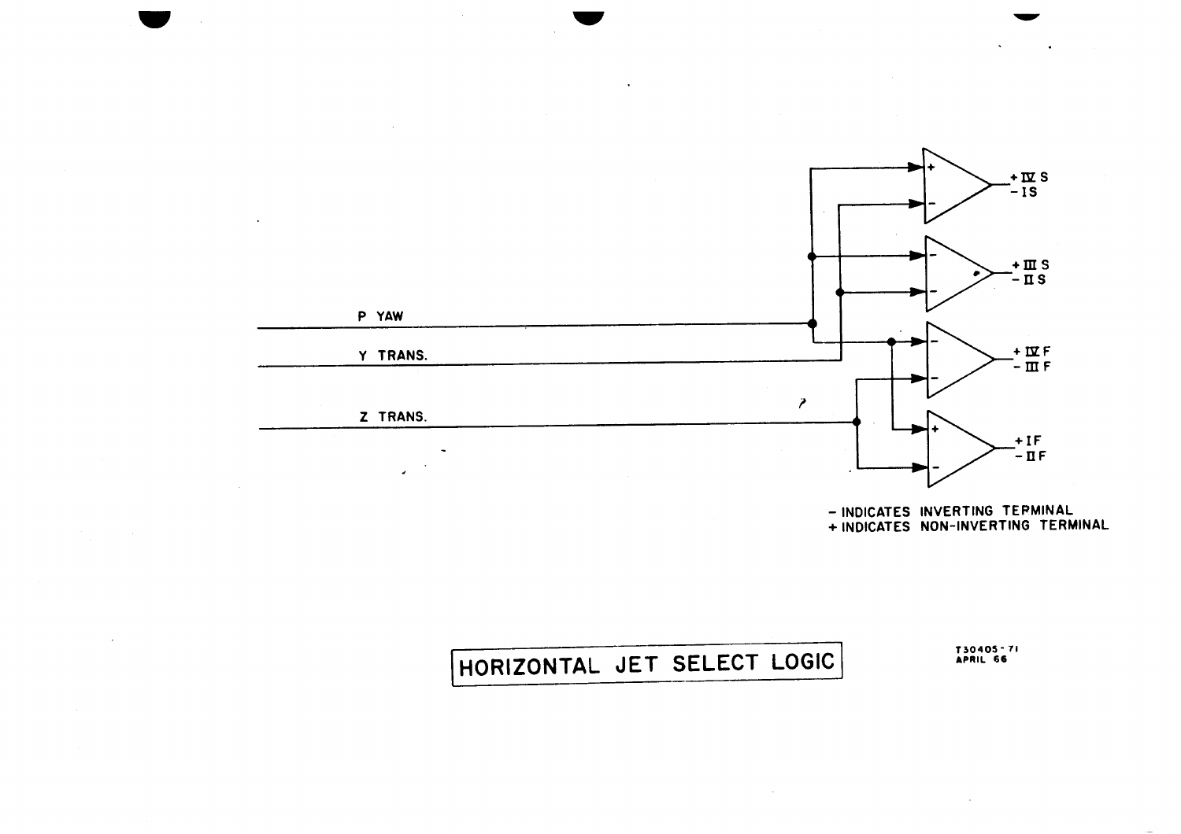P YAW

Y TRANS.

Z TRANS.

+ IV S
- I S

+ III S
- II S

+ IV F
- III F

+ I F
- II F

- INDICATES INVERTING TERMINAL
+ INDICATES NON-INVERTING TERMINAL

HORIZONTAL JET SELECT LOGIC

T30405-71
APRIL 66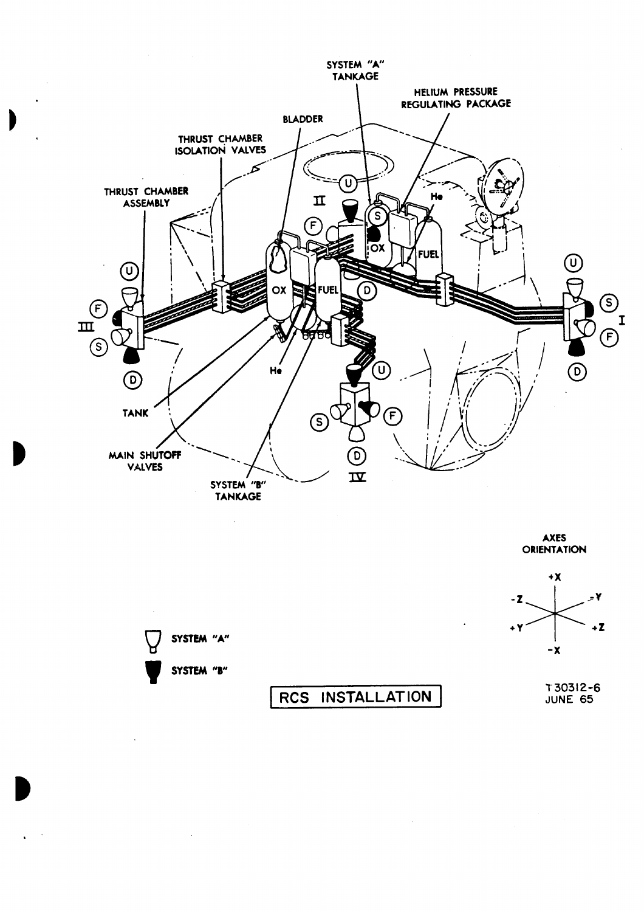SYSTEM "A" TANKAGE

HELIUM PRESSURE REGULATING PACKAGE

BLADDER

THRUST CHAMBER ISOLATION VALVES

THRUST CHAMBER ASSEMBLY

TANK

MAIN SHUTOFF VALVES

SYSTEM "B" TANKAGE

SYSTEM "A"

SYSTEM "B"

AXES ORIENTATION

# RCS INSTALLATION

T 30312-6
JUNE 65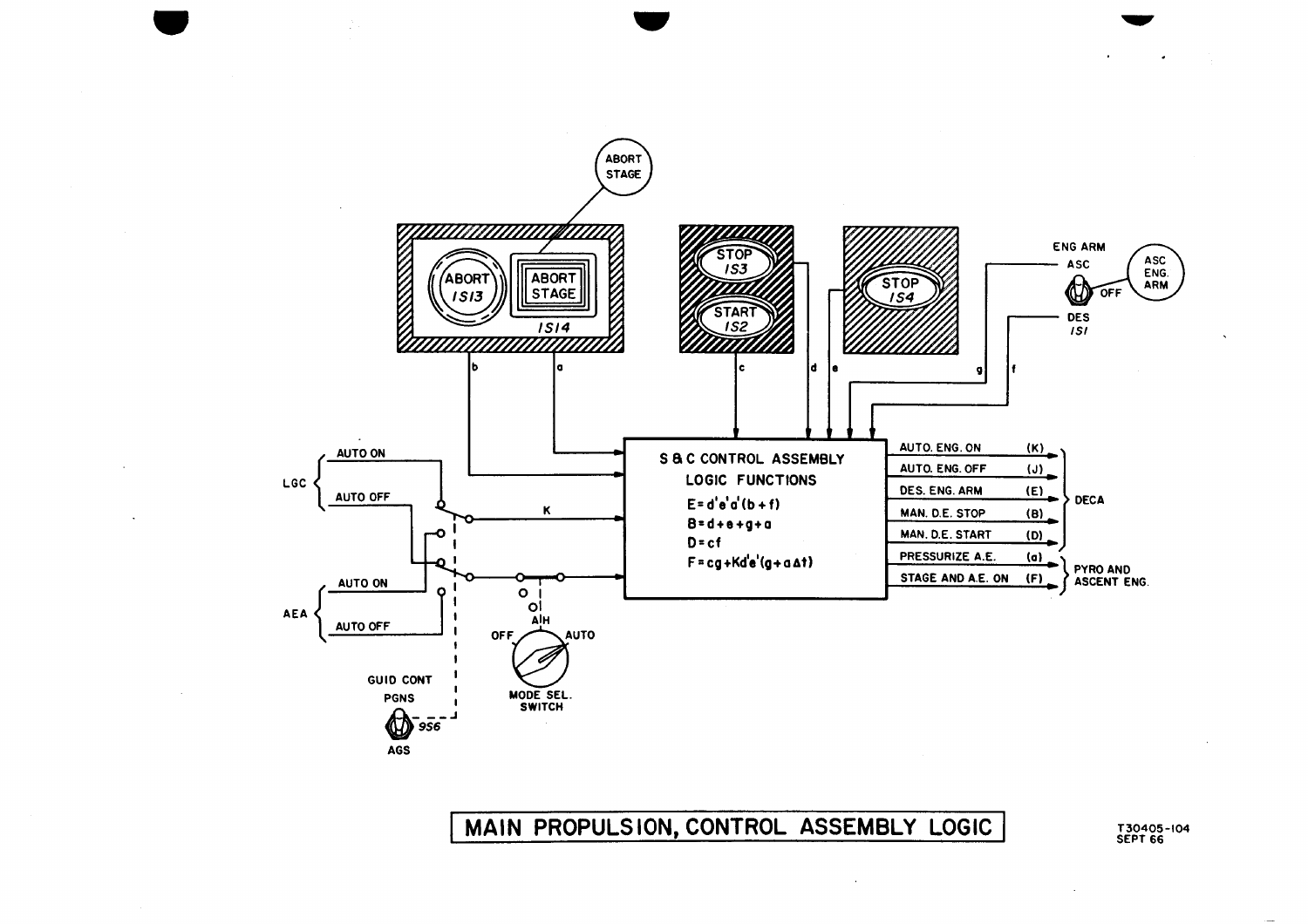ABORT STAGE

ABORT 1S13

ABORT STAGE 1S14

STOP 1S3

START 1S2

STOP 1S4

ENG ARM

ASC

OFF

DES 1S1

ASC ENG. ARM

b a c d e g f

LGC

AUTO ON

AUTO OFF

K

AEA

AUTO ON

AUTO OFF

A/H

OFF AUTO

MODE SEL. SWITCH

GUID CONT

PGNS

9S6

AGS

**S & C CONTROL ASSEMBLY**

**LOGIC FUNCTIONS**

$E = d'e'a'(b + f)$

$B = d + e + g + a$

$D = cf$

$F = cg + Kd'e'(g + a\Delta t)$

| Output | Signal | Destination |
|---|---|---|
| AUTO. ENG. ON | (K) | DECA |
| AUTO. ENG. OFF | (J) | DECA |
| DES. ENG. ARM | (E) | DECA |
| MAN. D.E. STOP | (B) | DECA |
| MAN. D.E. START | (D) | DECA |
| PRESSURIZE A.E. | (a) | PYRO AND ASCENT ENG. |
| STAGE AND A.E. ON | (F) | PYRO AND ASCENT ENG. |

# MAIN PROPULSION, CONTROL ASSEMBLY LOGIC

T30405-104
SEPT 66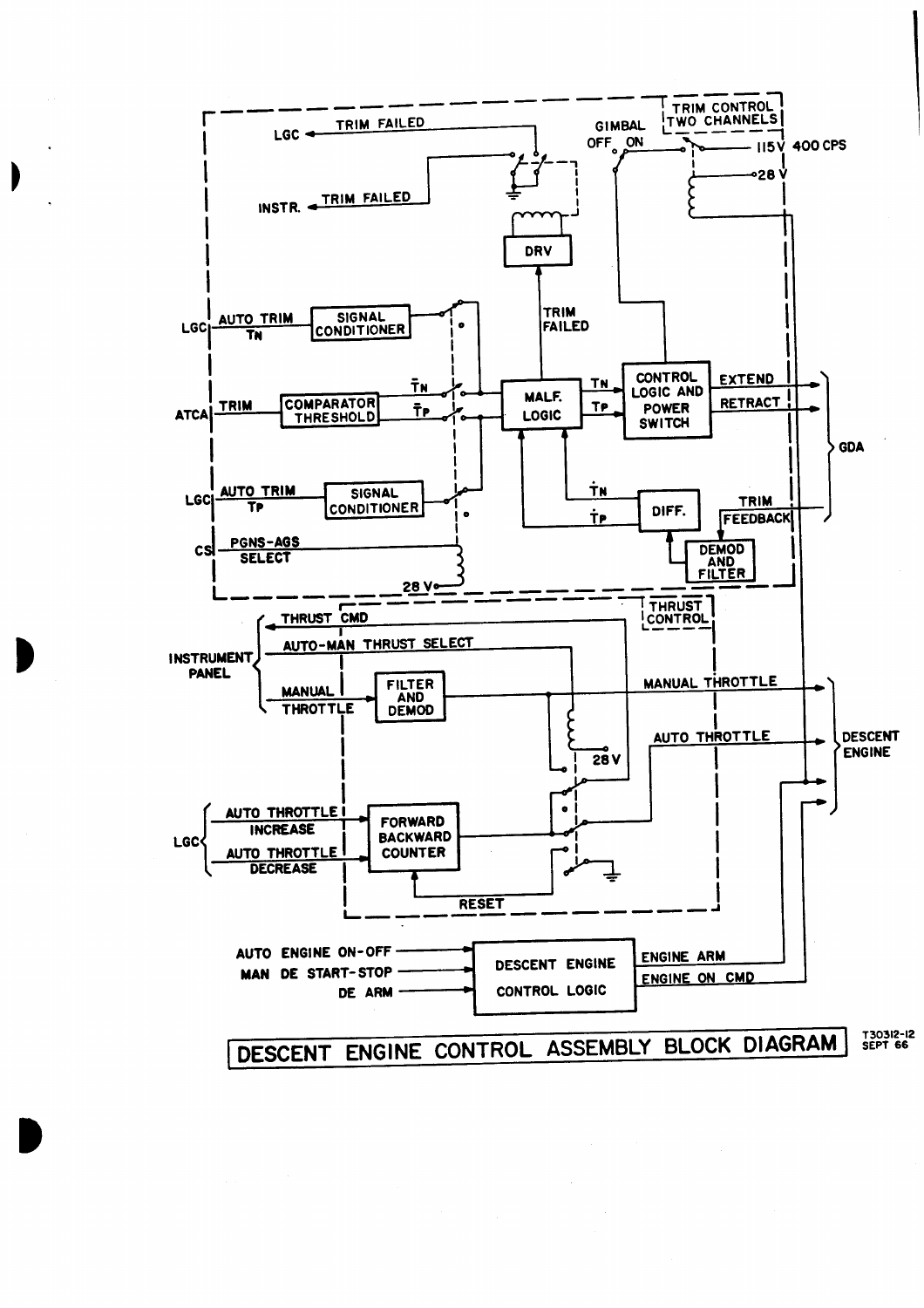**DESCENT ENGINE CONTROL ASSEMBLY BLOCK DIAGRAM**

T30312-12
SEPT 66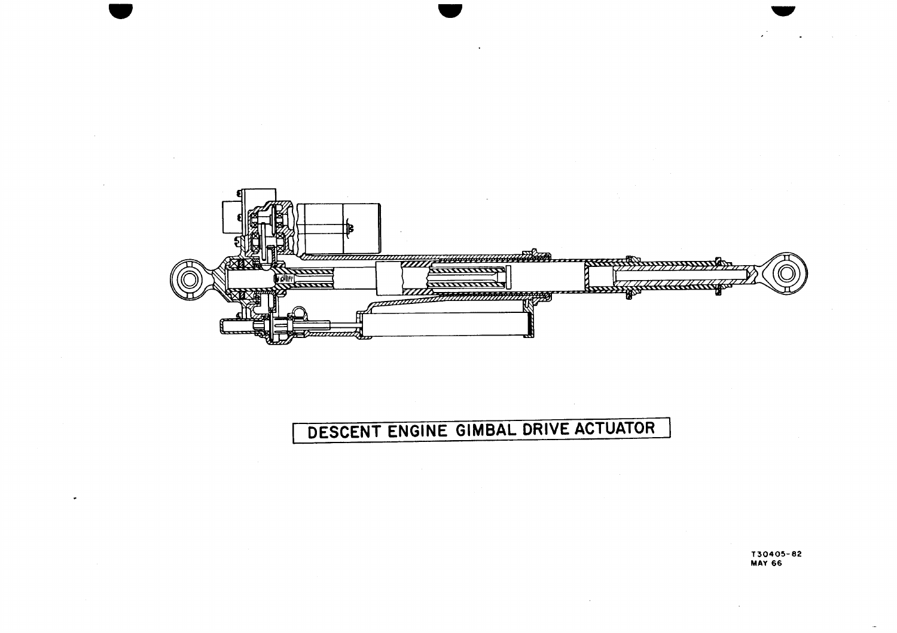DESCENT ENGINE GIMBAL DRIVE ACTUATOR

T30405-82
MAY 66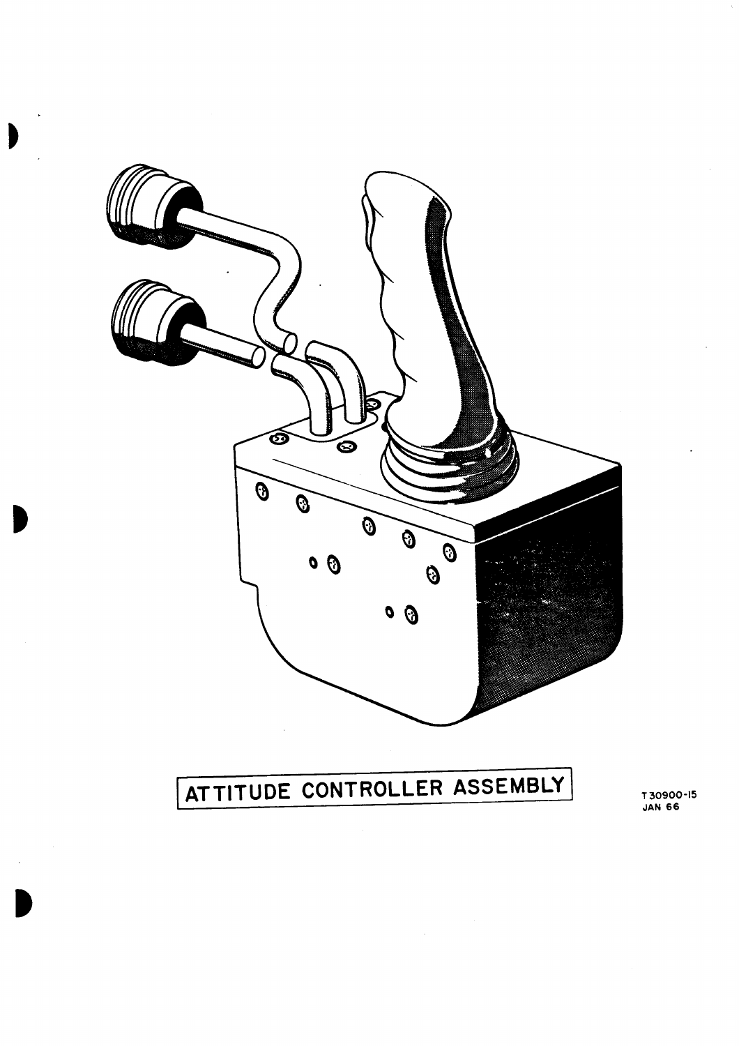ATTITUDE CONTROLLER ASSEMBLY

T30900-15
JAN 66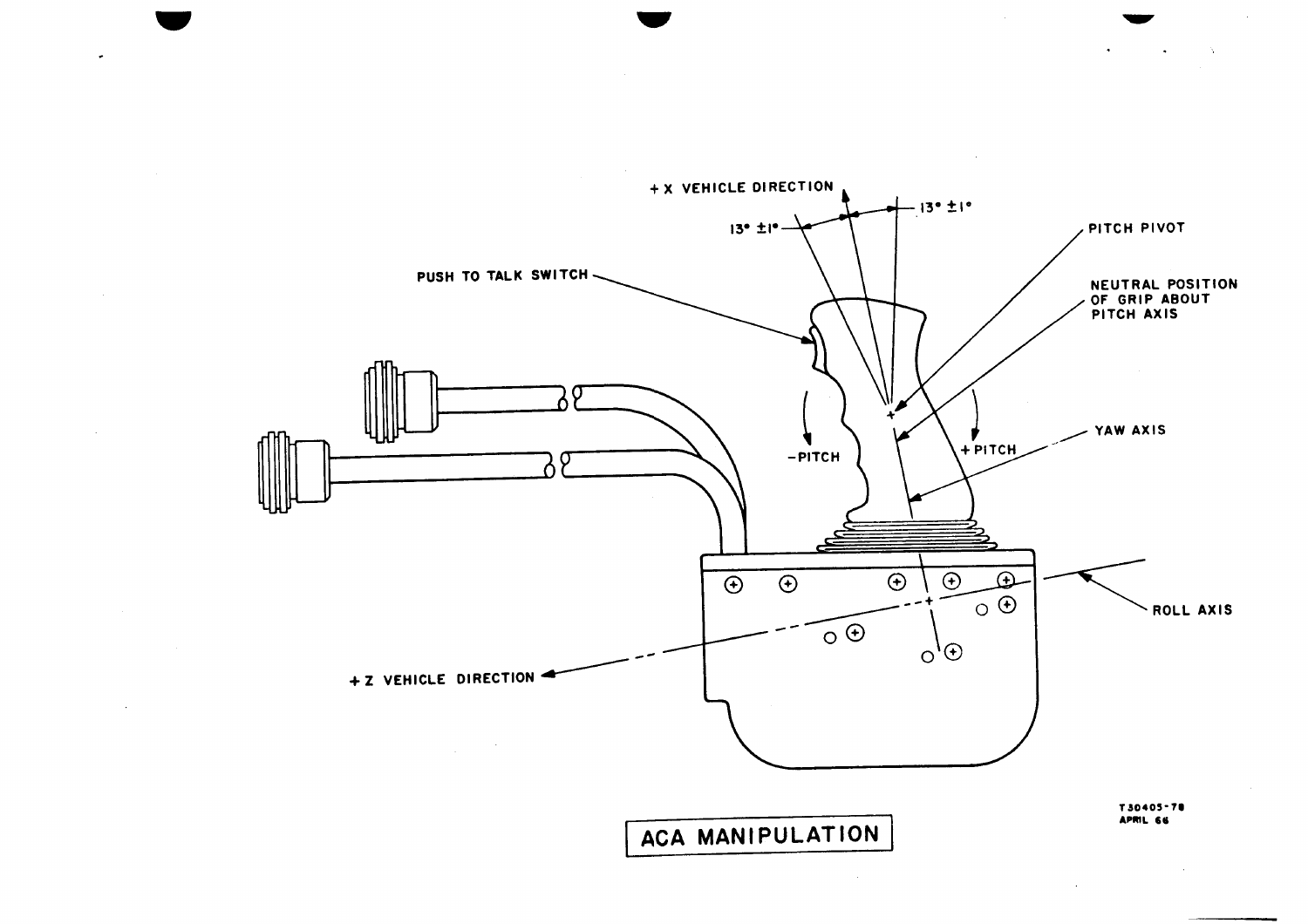+X VEHICLE DIRECTION

13° ±1°

13° ±1°

PUSH TO TALK SWITCH

PITCH PIVOT

NEUTRAL POSITION OF GRIP ABOUT PITCH AXIS

-PITCH

+PITCH

YAW AXIS

ROLL AXIS

+Z VEHICLE DIRECTION

T30405-78
APRIL 66

**ACA MANIPULATION**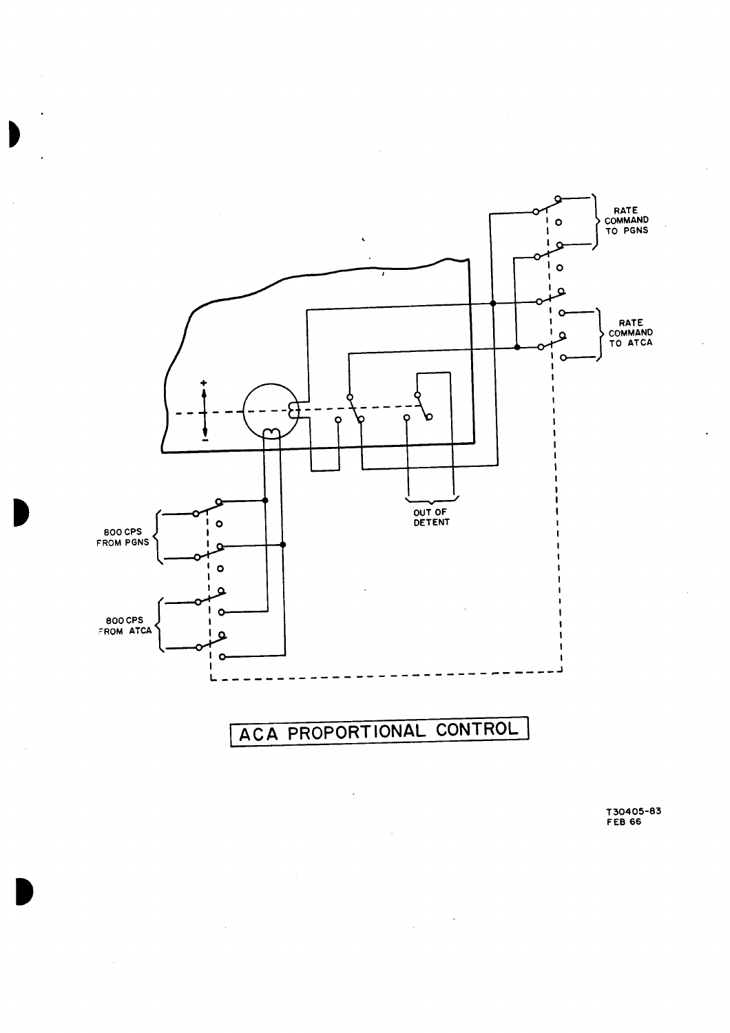RATE COMMAND TO PGNS

RATE COMMAND TO ATCA

800 CPS FROM PGNS

800 CPS FROM ATCA

OUT OF DETENT

ACA PROPORTIONAL CONTROL

T30405-83
FEB 66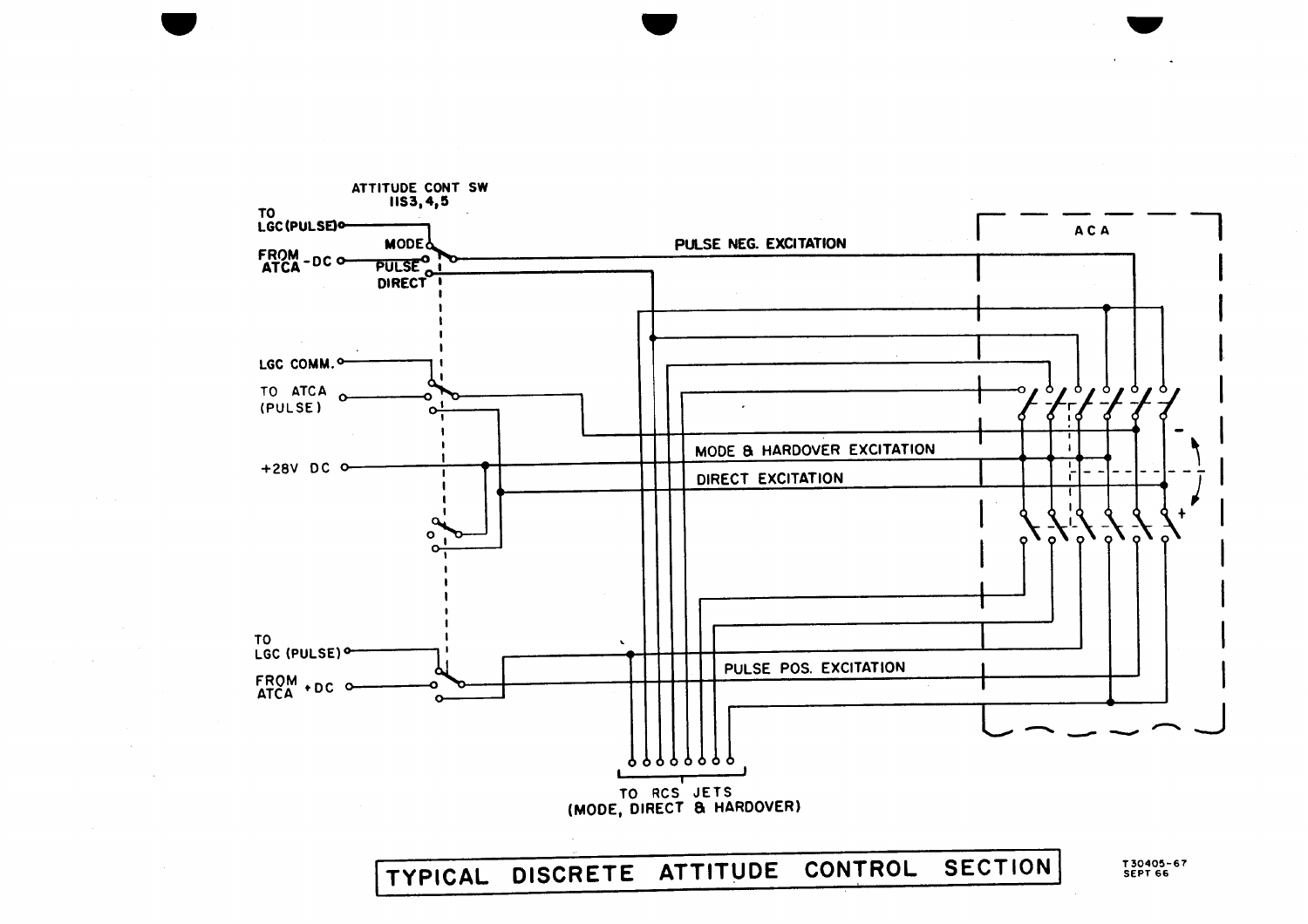ATTITUDE CONT SW
11S3,4,5

TO LGC (PULSE)

MODE

FROM ATCA -DC

PULSE

DIRECT

PULSE NEG. EXCITATION

ACA

LGC COMM.

TO ATCA (PULSE)

MODE & HARDOVER EXCITATION

+28V DC

DIRECT EXCITATION

TO LGC (PULSE)

FROM ATCA +DC

PULSE POS. EXCITATION

TO RCS JETS (MODE, DIRECT & HARDOVER)

TYPICAL DISCRETE ATTITUDE CONTROL SECTION

T30405-67
SEPT 66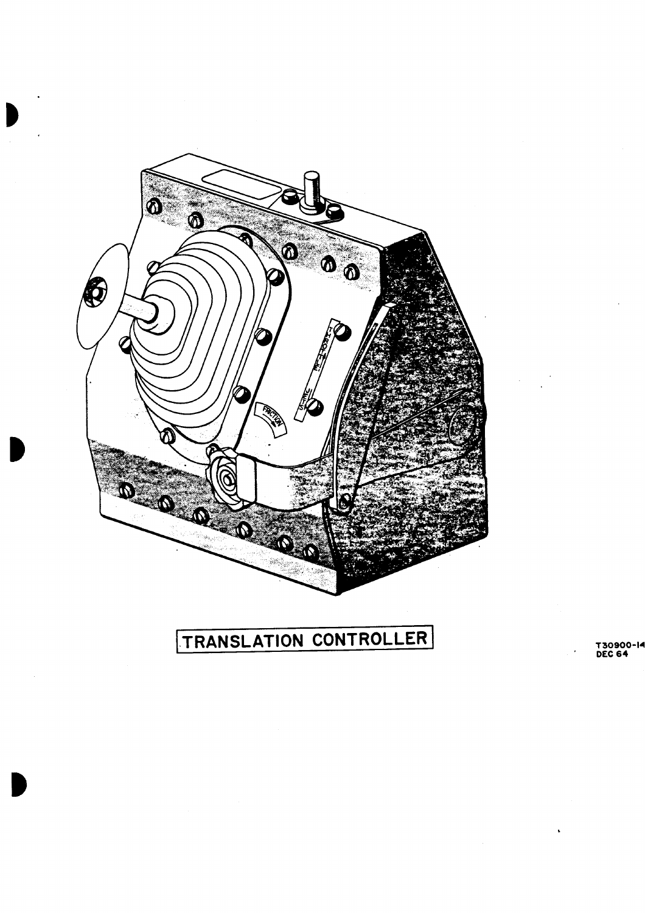TRANSLATION CONTROLLER

T30900-14
DEC 64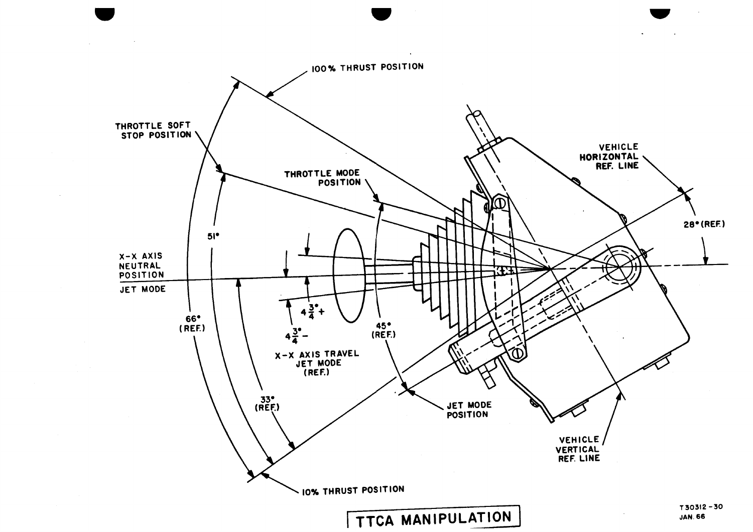100% THRUST POSITION

THROTTLE SOFT STOP POSITION

THROTTLE MODE POSITION

VEHICLE HORIZONTAL REF. LINE

28° (REF.)

51°

X-X AXIS NEUTRAL POSITION

JET MODE

$4\frac{3}{4}°+$

$4\frac{3}{4}°-$

66° (REF.)

45° (REF.)

X-X AXIS TRAVEL JET MODE (REF.)

33° (REF.)

JET MODE POSITION

VEHICLE VERTICAL REF. LINE

10% THRUST POSITION

# TTCA MANIPULATION

T30312-30
JAN. 66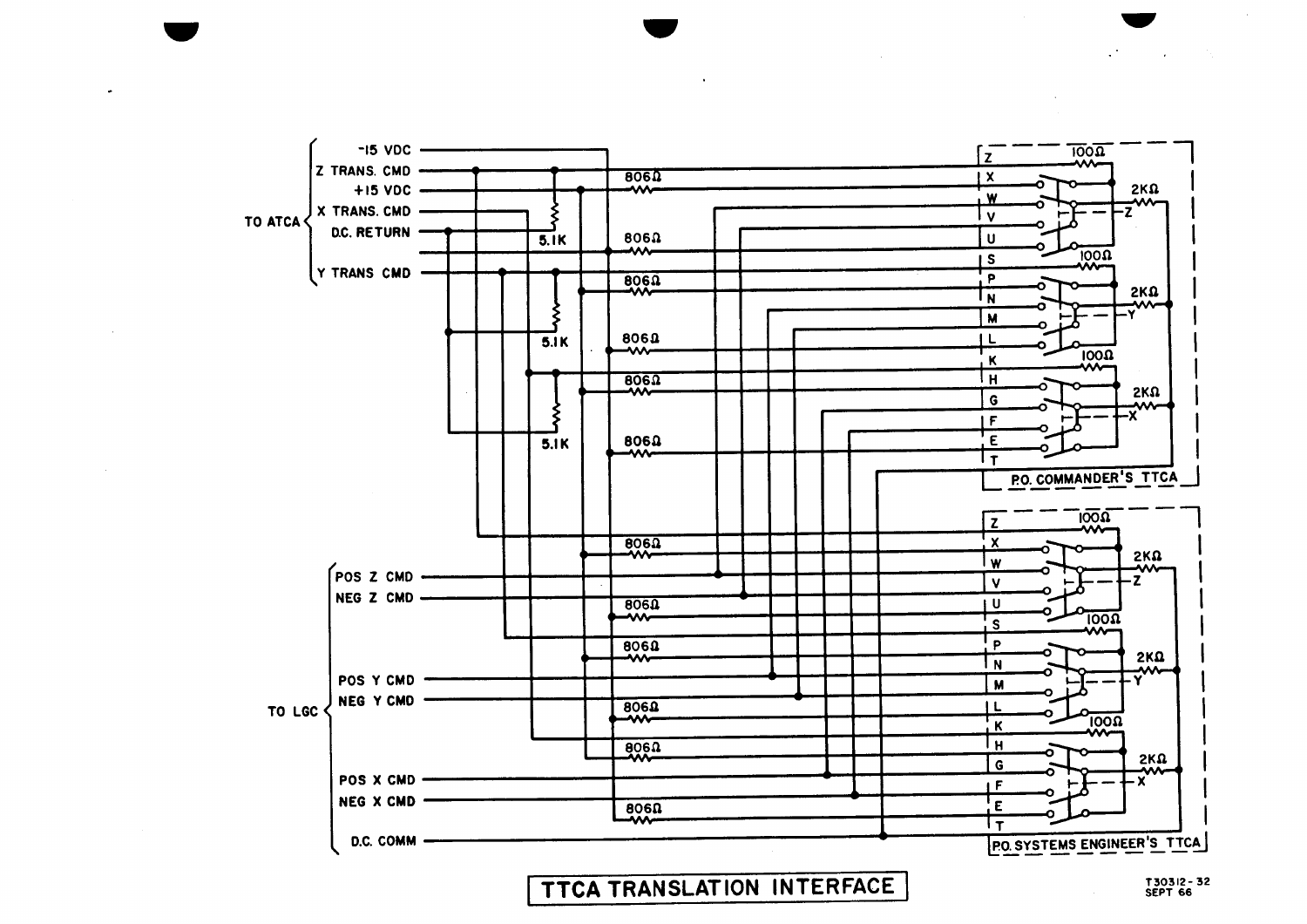TO ATCA:
- -15 VDC
- Z TRANS. CMD
- +15 VDC
- X TRANS. CMD
- D.C. RETURN
- Y TRANS CMD

TO LGC:
- POS Z CMD
- NEG Z CMD
- POS Y CMD
- NEG Y CMD
- POS X CMD
- NEG X CMD
- D.C. COMM

806Ω 806Ω 806Ω 806Ω 806Ω 806Ω 806Ω 806Ω 806Ω 806Ω 806Ω 806Ω

5.1K 5.1K 5.1K

100Ω 2KΩ 100Ω 2KΩ 100Ω 2KΩ

Z X W V U S P N M L K H G F E T

P.O. COMMANDER'S TTCA

100Ω 2KΩ 100Ω 2KΩ 100Ω 2KΩ

Z X W V U S P N M L K H G F E T

P.O. SYSTEMS ENGINEER'S TTCA

# TTCA TRANSLATION INTERFACE

T30312-32
SEPT 66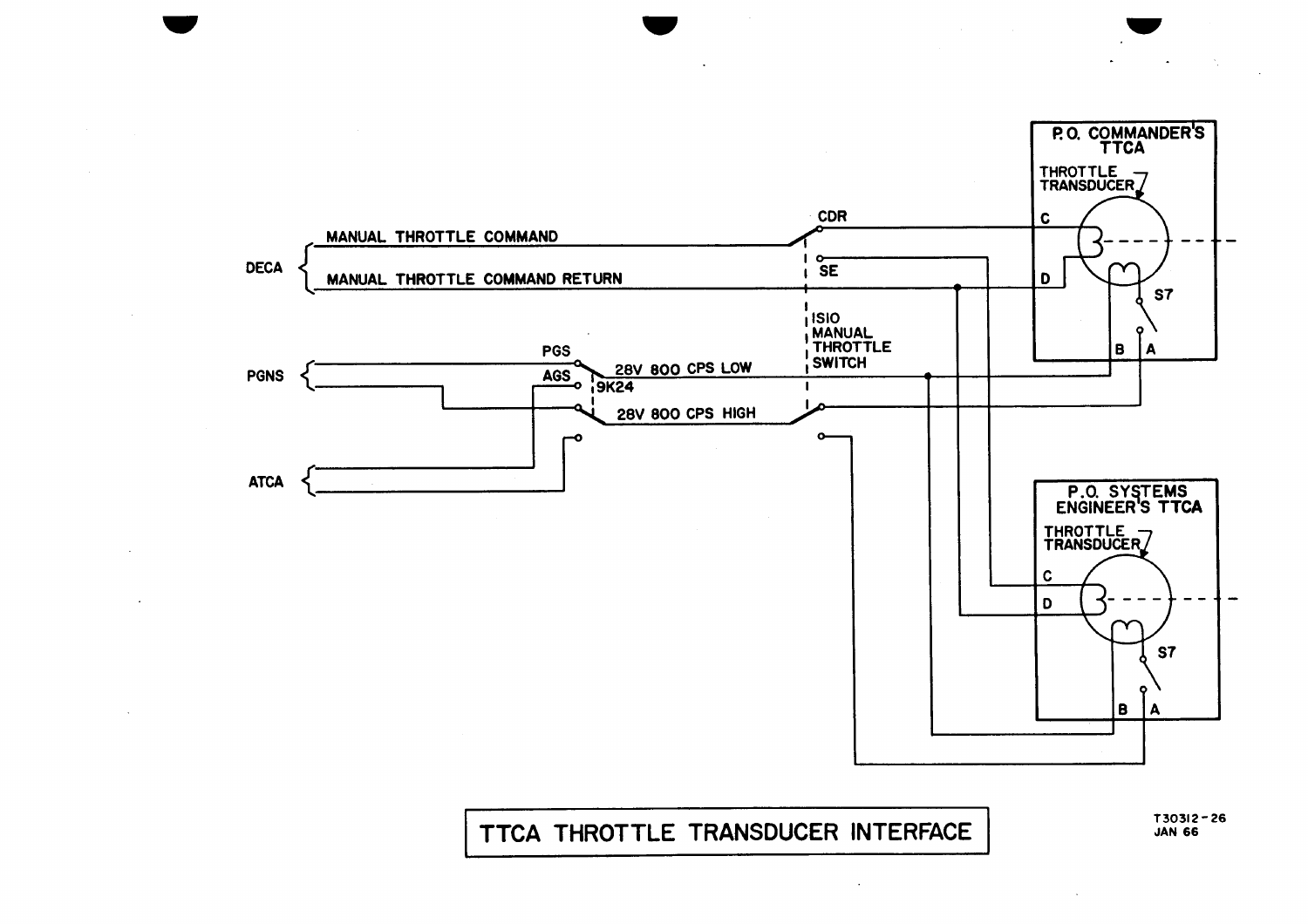# TTCA THROTTLE TRANSDUCER INTERFACE

T30312-26
JAN 66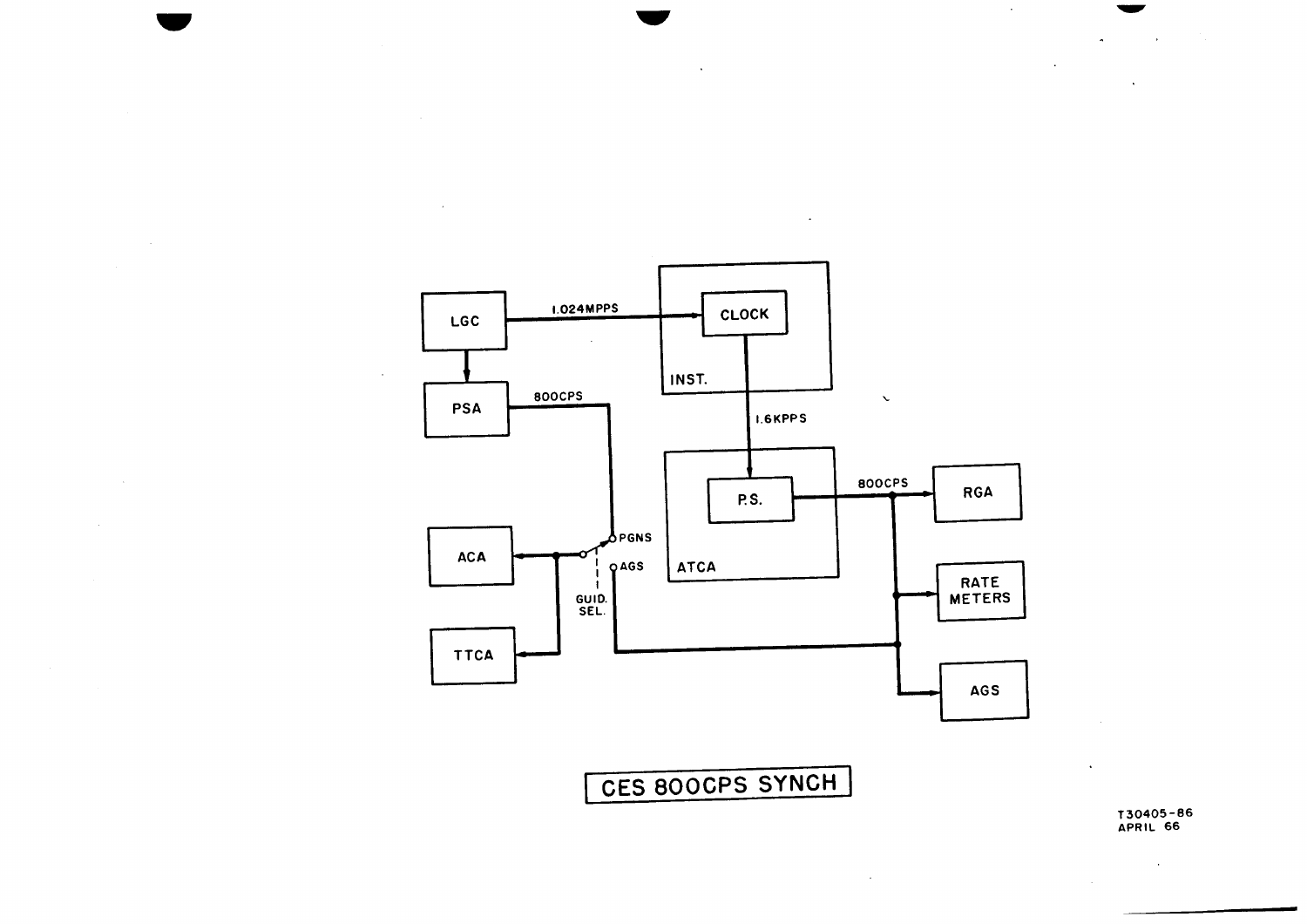LGC

1.024MPPS

CLOCK

INST.

PSA

800CPS

1.6KPPS

P.S.

ATCA

800CPS

RGA

RATE METERS

AGS

ACA

TTCA

PGNS

AGS

GUID. SEL.

CES 800CPS SYNCH

T30405-86
APRIL 66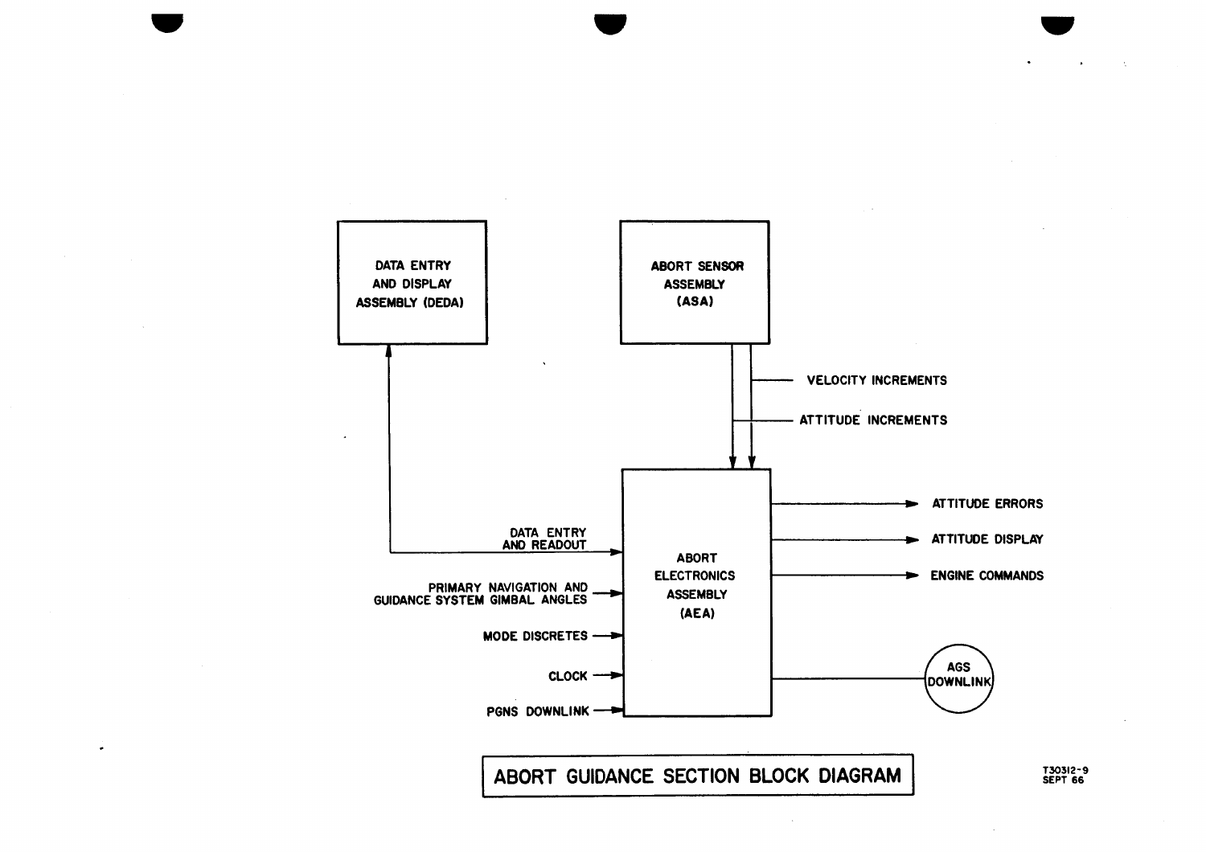DATA ENTRY AND DISPLAY ASSEMBLY (DEDA)

ABORT SENSOR ASSEMBLY (ASA)

VELOCITY INCREMENTS

ATTITUDE INCREMENTS

DATA ENTRY AND READOUT

PRIMARY NAVIGATION AND GUIDANCE SYSTEM GIMBAL ANGLES

MODE DISCRETES

CLOCK

PGNS DOWNLINK

ABORT ELECTRONICS ASSEMBLY (AEA)

ATTITUDE ERRORS

ATTITUDE DISPLAY

ENGINE COMMANDS

AGS DOWNLINK

ABORT GUIDANCE SECTION BLOCK DIAGRAM

T30312-9
SEPT 66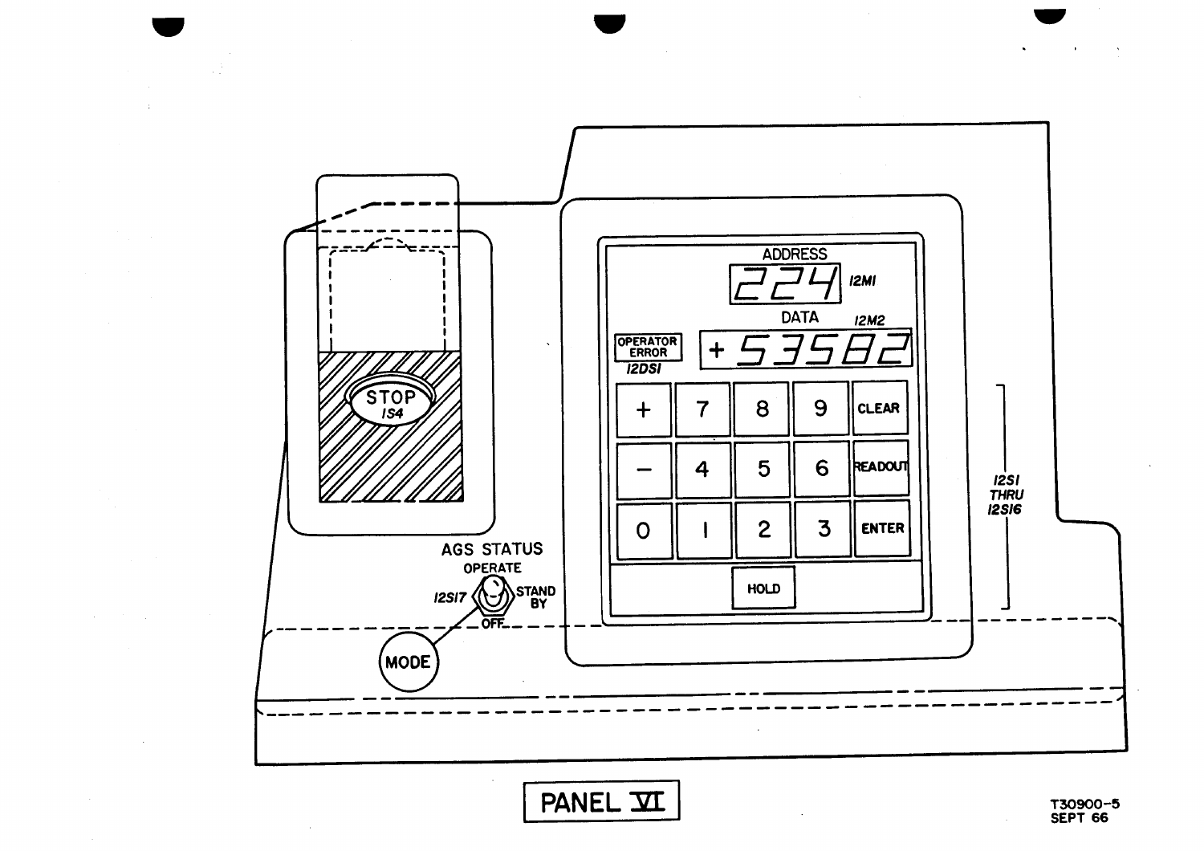ADDRESS

224

12M1

DATA

12M2

OPERATOR ERROR

12DS1

+53582

| + | 7 | 8 | 9 | CLEAR |
|---|---|---|---|---|
| − | 4 | 5 | 6 | READOUT |
| 0 | 1 | 2 | 3 | ENTER |
| | | HOLD | | |

12S1 THRU 12S16

STOP 1S4

AGS STATUS

OPERATE

12S17

STAND BY

OFF

MODE

PANEL VI

T30900-5
SEPT 66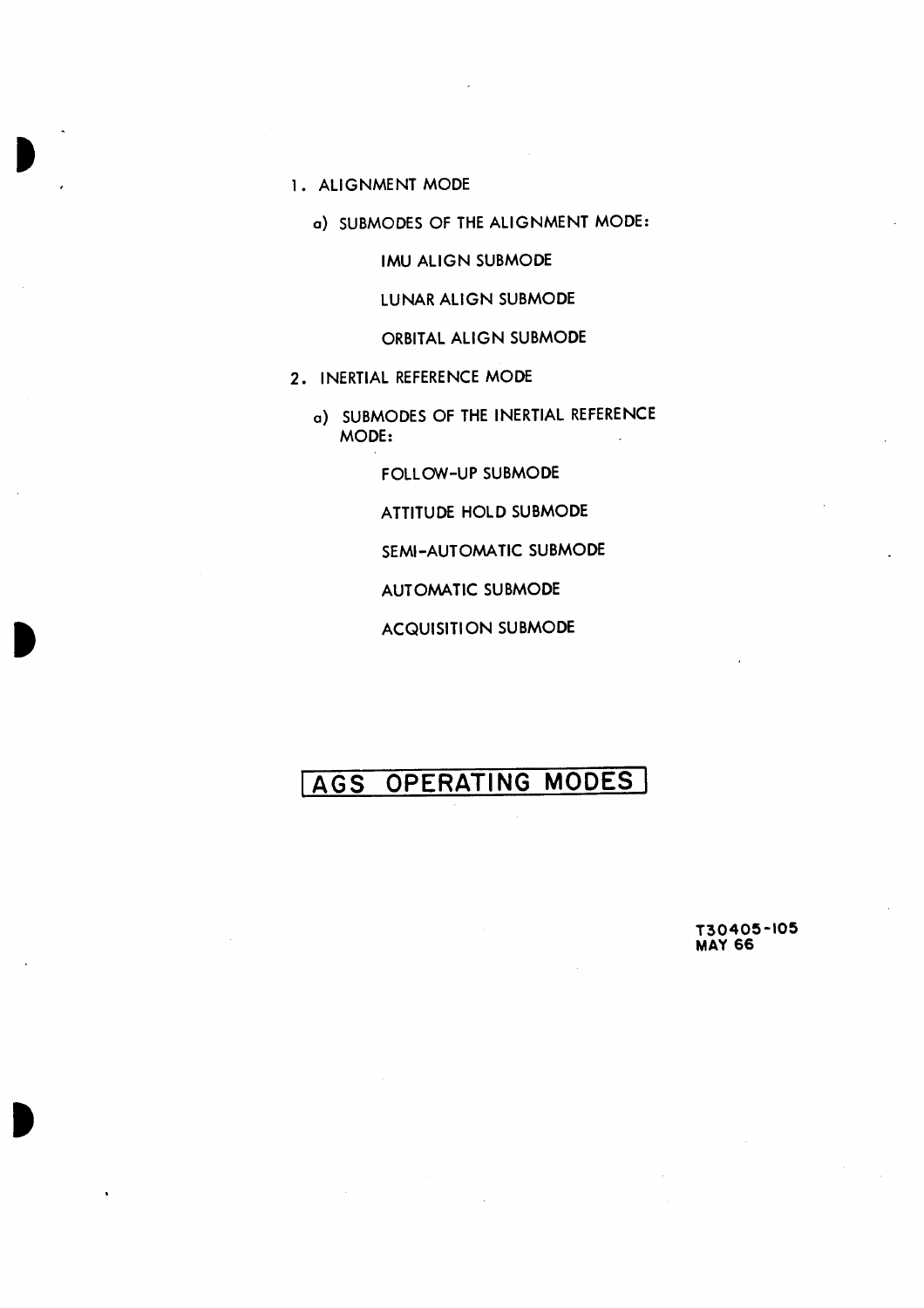1. ALIGNMENT MODE

   a) SUBMODES OF THE ALIGNMENT MODE:

      IMU ALIGN SUBMODE

      LUNAR ALIGN SUBMODE

      ORBITAL ALIGN SUBMODE

2. INERTIAL REFERENCE MODE

   a) SUBMODES OF THE INERTIAL REFERENCE MODE:

      FOLLOW-UP SUBMODE

      ATTITUDE HOLD SUBMODE

      SEMI-AUTOMATIC SUBMODE

      AUTOMATIC SUBMODE

      ACQUISITION SUBMODE

# AGS OPERATING MODES

T30405-105
MAY 66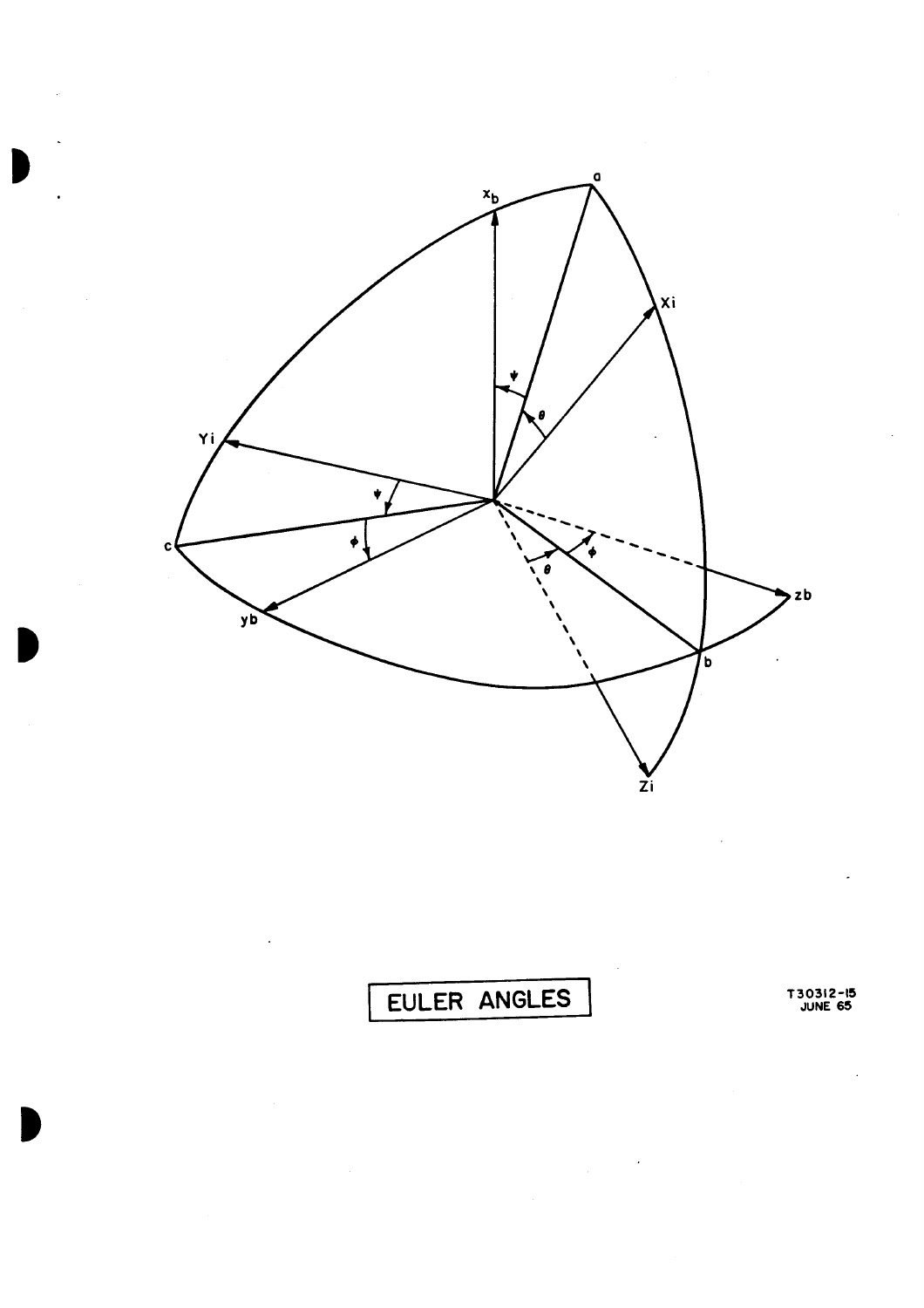EULER ANGLES

T30312-15
JUNE 65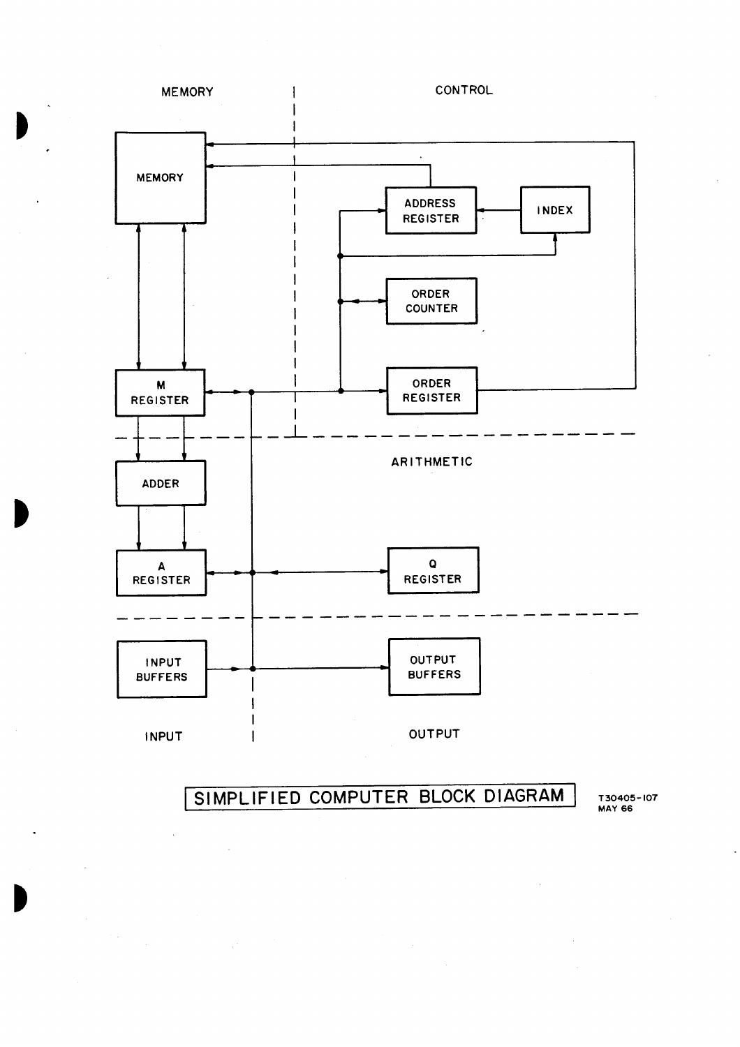MEMORY

CONTROL

MEMORY

ADDRESS REGISTER

INDEX

ORDER COUNTER

M REGISTER

ORDER REGISTER

ADDER

ARITHMETIC

A REGISTER

Q REGISTER

INPUT BUFFERS

OUTPUT BUFFERS

INPUT

OUTPUT

SIMPLIFIED COMPUTER BLOCK DIAGRAM

T30405-107
MAY 66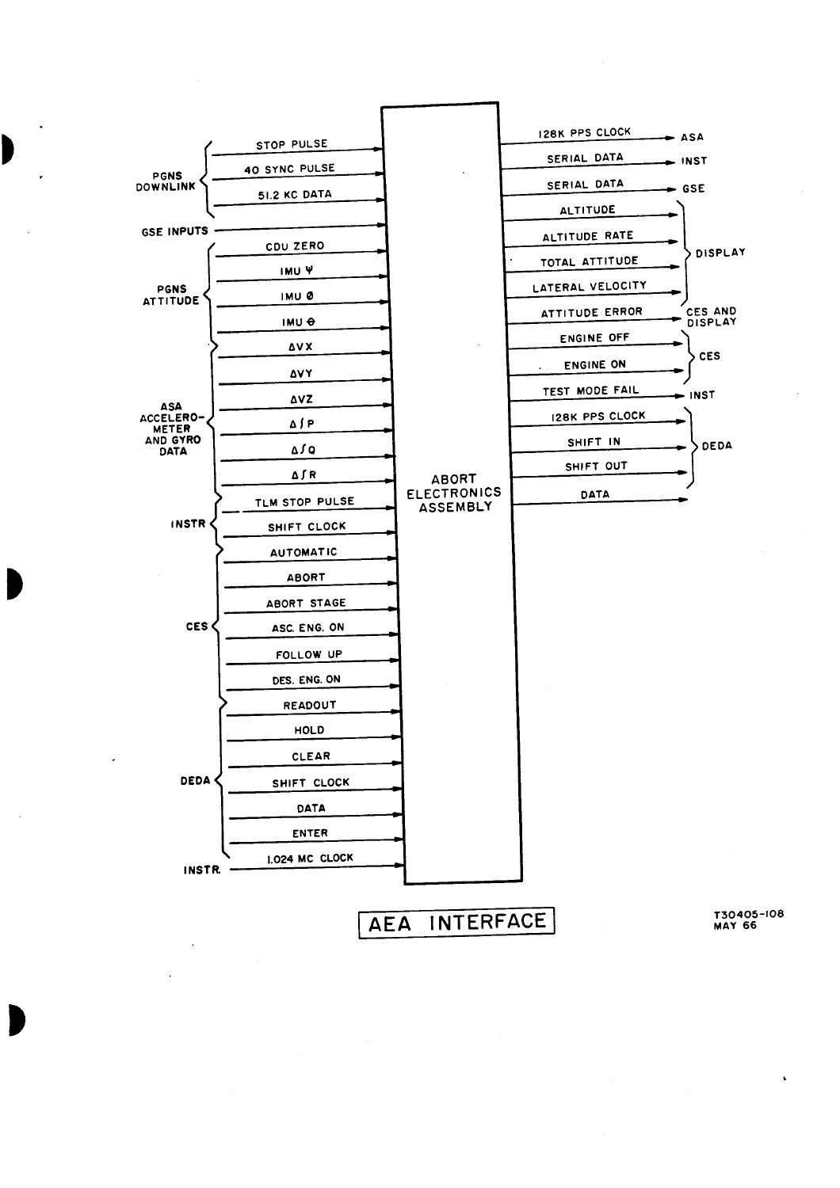## AEA INTERFACE

**ABORT ELECTRONICS ASSEMBLY**

**Inputs:**

| Source | Signal |
|---|---|
| PGNS DOWNLINK | STOP PULSE |
| | 40 SYNC PULSE |
| | 51.2 KC DATA |
| GSE INPUTS | |
| PGNS ATTITUDE | CDU ZERO |
| | IMU Ψ |
| | IMU Ø |
| | IMU Θ |
| ASA ACCELEROMETER AND GYRO DATA | ΔVX |
| | ΔVY |
| | ΔVZ |
| | Δ∫P |
| | Δ∫Q |
| | Δ∫R |
| INSTR | TLM STOP PULSE |
| | SHIFT CLOCK |
| CES | AUTOMATIC |
| | ABORT |
| | ABORT STAGE |
| | ASC. ENG. ON |
| | FOLLOW UP |
| | DES. ENG. ON |
| DEDA | READOUT |
| | HOLD |
| | CLEAR |
| | SHIFT CLOCK |
| | DATA |
| | ENTER |
| INSTR. | 1.024 MC CLOCK |

**Outputs:**

| Signal | Destination |
|---|---|
| 128K PPS CLOCK | ASA |
| SERIAL DATA | INST |
| SERIAL DATA | GSE |
| ALTITUDE | DISPLAY |
| ALTITUDE RATE | DISPLAY |
| TOTAL ATTITUDE | DISPLAY |
| LATERAL VELOCITY | DISPLAY |
| ATTITUDE ERROR | CES AND DISPLAY |
| ENGINE OFF | CES |
| ENGINE ON | CES |
| TEST MODE FAIL | INST |
| 128K PPS CLOCK | DEDA |
| SHIFT IN | DEDA |
| SHIFT OUT | DEDA |
| DATA | |

T30405-108
MAY 66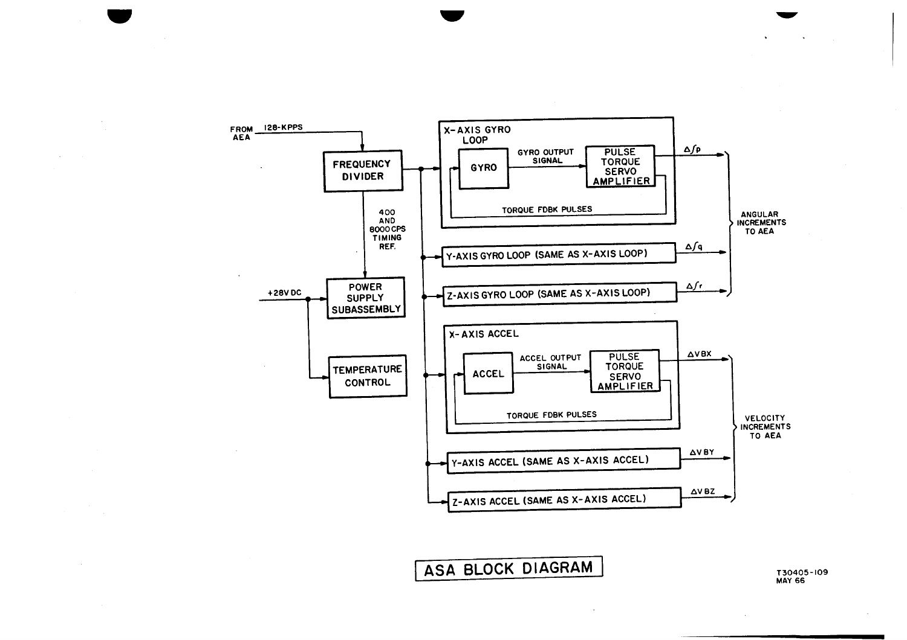FROM AEA — 128-KPPS

FREQUENCY DIVIDER

400 AND 8000 CPS TIMING REF.

+28V DC

POWER SUPPLY SUBASSEMBLY

TEMPERATURE CONTROL

X-AXIS GYRO LOOP

GYRO — GYRO OUTPUT SIGNAL — PULSE TORQUE SERVO AMPLIFIER

TORQUE FDBK PULSES

$\Delta \int p$

Y-AXIS GYRO LOOP (SAME AS X-AXIS LOOP) — $\Delta \int q$

Z-AXIS GYRO LOOP (SAME AS X-AXIS LOOP) — $\Delta \int r$

ANGULAR INCREMENTS TO AEA

X-AXIS ACCEL

ACCEL — ACCEL OUTPUT SIGNAL — PULSE TORQUE SERVO AMPLIFIER

TORQUE FDBK PULSES

$\Delta VBX$

Y-AXIS ACCEL (SAME AS X-AXIS ACCEL) — $\Delta VBY$

Z-AXIS ACCEL (SAME AS X-AXIS ACCEL) — $\Delta VBZ$

VELOCITY INCREMENTS TO AEA

ASA BLOCK DIAGRAM

T30405-109
MAY 66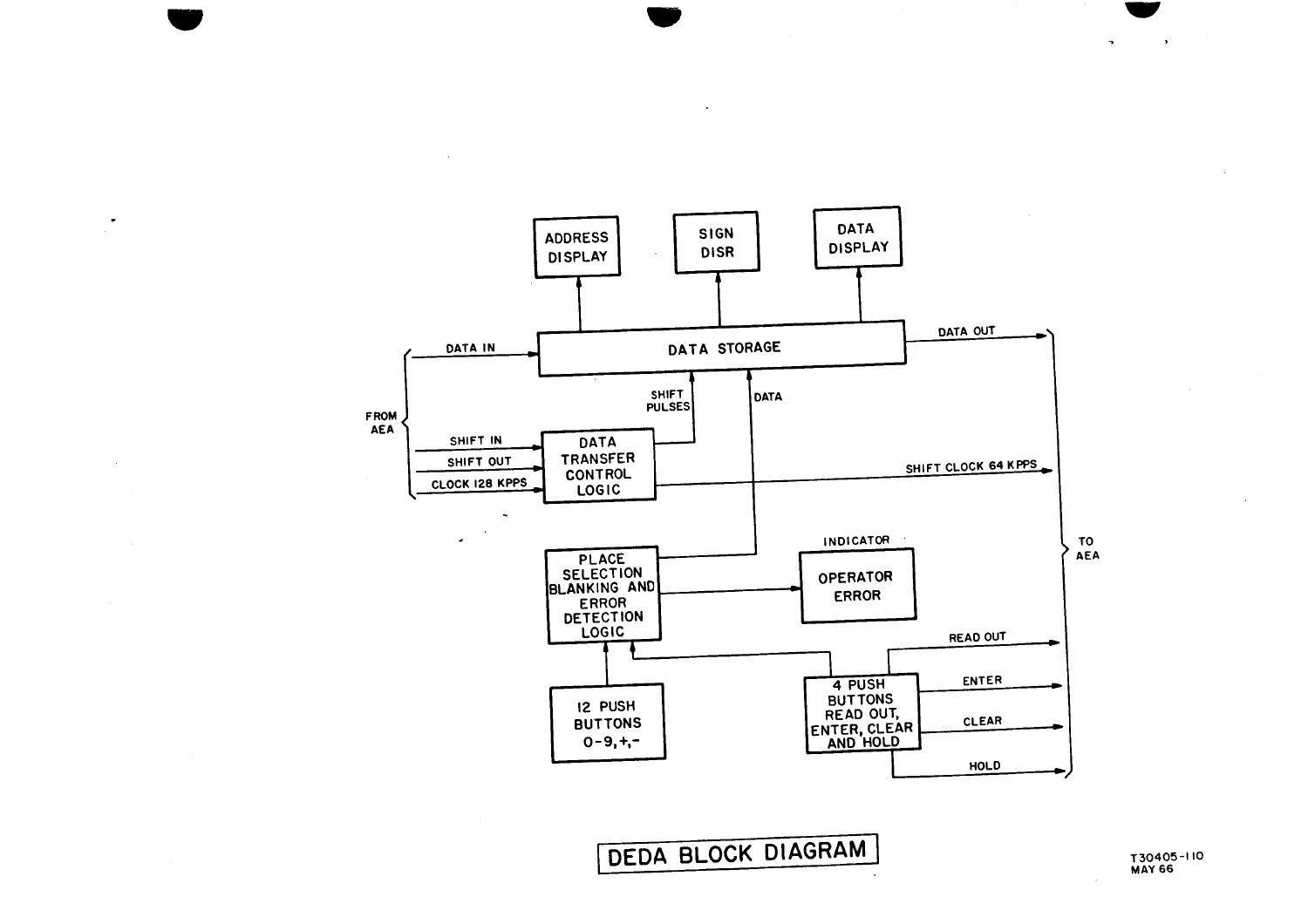ADDRESS DISPLAY

SIGN DISR

DATA DISPLAY

DATA IN

DATA STORAGE

DATA OUT

FROM AEA

SHIFT PULSES

DATA

SHIFT IN

SHIFT OUT

CLOCK 128 KPPS

DATA TRANSFER CONTROL LOGIC

SHIFT CLOCK 64 KPPS

TO AEA

INDICATOR

PLACE SELECTION BLANKING AND ERROR DETECTION LOGIC

OPERATOR ERROR

READ OUT

12 PUSH BUTTONS 0-9,+,-

4 PUSH BUTTONS READ OUT, ENTER, CLEAR AND HOLD

ENTER

CLEAR

HOLD

DEDA BLOCK DIAGRAM

T30405-110
MAY 66